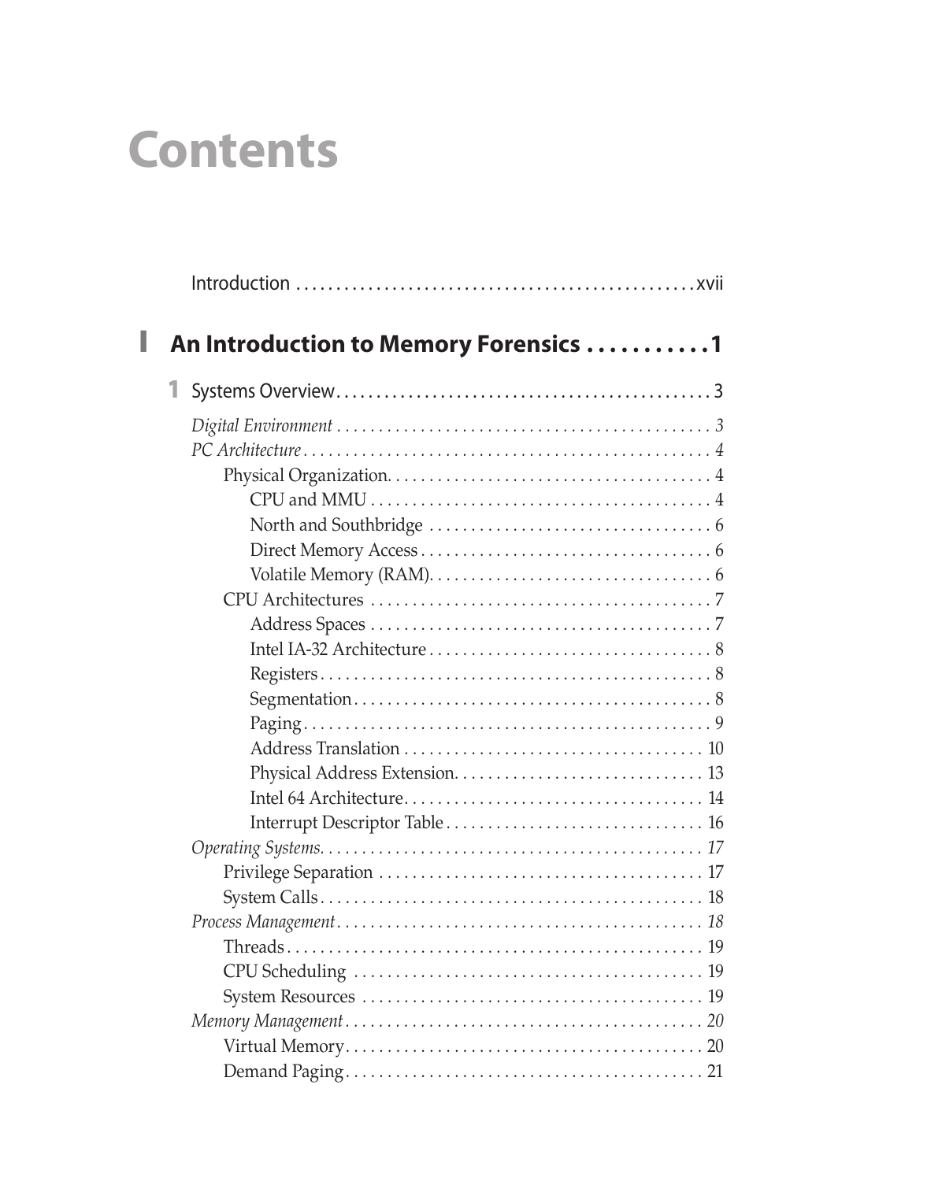# Contents

Introduction ........................................................ xvii

## I An Introduction to Memory Forensics ........... 1

### 1 Systems Overview ........................................ 3

*Digital Environment* ................................................ *3*

*PC Architecture* ..................................................... *4*

- Physical Organization ........................................ 4
  - CPU and MMU ................................................ 4
  - North and Southbridge ..................................... 6
  - Direct Memory Access ...................................... 6
  - Volatile Memory (RAM) ..................................... 6
- CPU Architectures ............................................ 7
  - Address Spaces .............................................. 7
  - Intel IA-32 Architecture ................................... 8
  - Registers ..................................................... 8
  - Segmentation ................................................ 8
  - Paging ........................................................ 9
  - Address Translation ........................................ 10
  - Physical Address Extension ............................... 13
  - Intel 64 Architecture ....................................... 14
  - Interrupt Descriptor Table ................................ 16

*Operating Systems* .................................................. *17*

- Privilege Separation ......................................... 17
- System Calls ................................................... 18

*Process Management* ................................................ *18*

- Threads ......................................................... 19
- CPU Scheduling ................................................ 19
- System Resources ............................................. 19

*Memory Management* ................................................ *20*

- Virtual Memory ................................................ 20
- Demand Paging ................................................ 21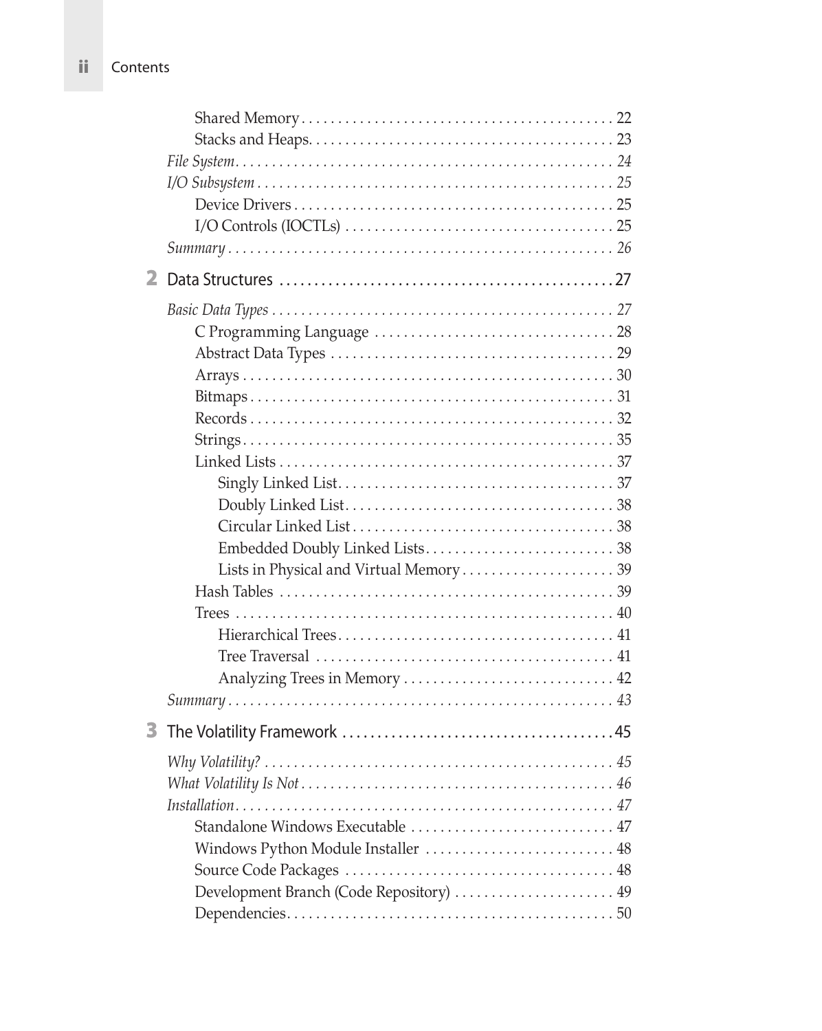Shared Memory . . . . . . . . . . 22
Stacks and Heaps . . . . . . . . . . 23
*File System . . . . . . . . . . 24*
*I/O Subsystem . . . . . . . . . . 25*
Device Drivers . . . . . . . . . . 25
I/O Controls (IOCTLs) . . . . . . . . . . 25
*Summary . . . . . . . . . . 26*

## 2 Data Structures . . . . . . . . . . 27

*Basic Data Types . . . . . . . . . . 27*
C Programming Language . . . . . . . . . . 28
Abstract Data Types . . . . . . . . . . 29
Arrays . . . . . . . . . . 30
Bitmaps . . . . . . . . . . 31
Records . . . . . . . . . . 32
Strings . . . . . . . . . . 35
Linked Lists . . . . . . . . . . 37
Singly Linked List . . . . . . . . . . 37
Doubly Linked List . . . . . . . . . . 38
Circular Linked List . . . . . . . . . . 38
Embedded Doubly Linked Lists . . . . . . . . . . 38
Lists in Physical and Virtual Memory . . . . . . . . . . 39
Hash Tables . . . . . . . . . . 39
Trees . . . . . . . . . . 40
Hierarchical Trees . . . . . . . . . . 41
Tree Traversal . . . . . . . . . . 41
Analyzing Trees in Memory . . . . . . . . . . 42
*Summary . . . . . . . . . . 43*

## 3 The Volatility Framework . . . . . . . . . . 45

*Why Volatility? . . . . . . . . . . 45*
*What Volatility Is Not . . . . . . . . . . 46*
*Installation . . . . . . . . . . 47*
Standalone Windows Executable . . . . . . . . . . 47
Windows Python Module Installer . . . . . . . . . . 48
Source Code Packages . . . . . . . . . . 48
Development Branch (Code Repository) . . . . . . . . . . 49
Dependencies . . . . . . . . . . 50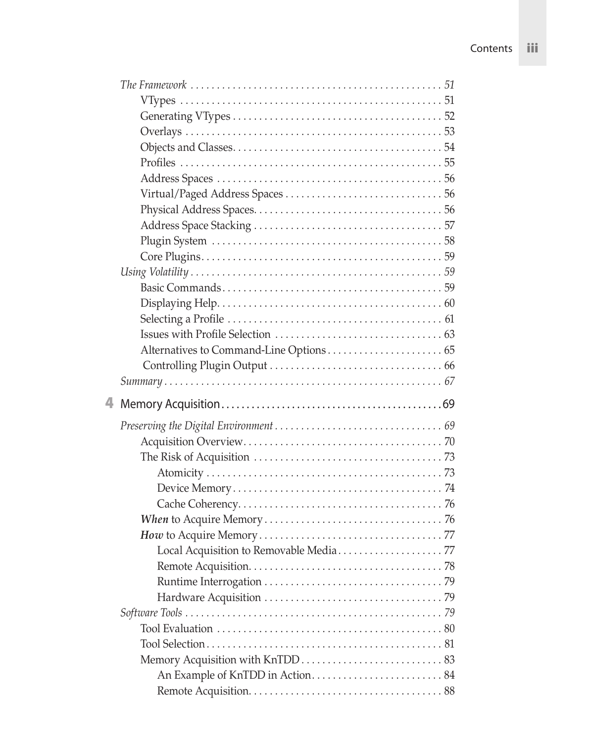*The Framework* ............................................... *51*

- VTypes ............................................... 51
- Generating VTypes ............................................... 52
- Overlays ............................................... 53
- Objects and Classes ............................................... 54
- Profiles ............................................... 55
- Address Spaces ............................................... 56
- Virtual/Paged Address Spaces ............................................... 56
- Physical Address Spaces ............................................... 56
- Address Space Stacking ............................................... 57
- Plugin System ............................................... 58
- Core Plugins ............................................... 59

*Using Volatility* ............................................... *59*

- Basic Commands ............................................... 59
- Displaying Help ............................................... 60
- Selecting a Profile ............................................... 61
- Issues with Profile Selection ............................................... 63
- Alternatives to Command-Line Options ............................................... 65
- Controlling Plugin Output ............................................... 66

*Summary* ............................................... *67*

## 4 Memory Acquisition ............................................... 69

*Preserving the Digital Environment* ............................................... *69*

- Acquisition Overview ............................................... 70
- The Risk of Acquisition ............................................... 73
  - Atomicity ............................................... 73
  - Device Memory ............................................... 74
  - Cache Coherency ............................................... 76
- ***When*** to Acquire Memory ............................................... 76
- ***How*** to Acquire Memory ............................................... 77
  - Local Acquisition to Removable Media ............................................... 77
  - Remote Acquisition ............................................... 78
  - Runtime Interrogation ............................................... 79
  - Hardware Acquisition ............................................... 79

*Software Tools* ............................................... *79*

- Tool Evaluation ............................................... 80
- Tool Selection ............................................... 81
- Memory Acquisition with KnTDD ............................................... 83
  - An Example of KnTDD in Action ............................................... 84
  - Remote Acquisition ............................................... 88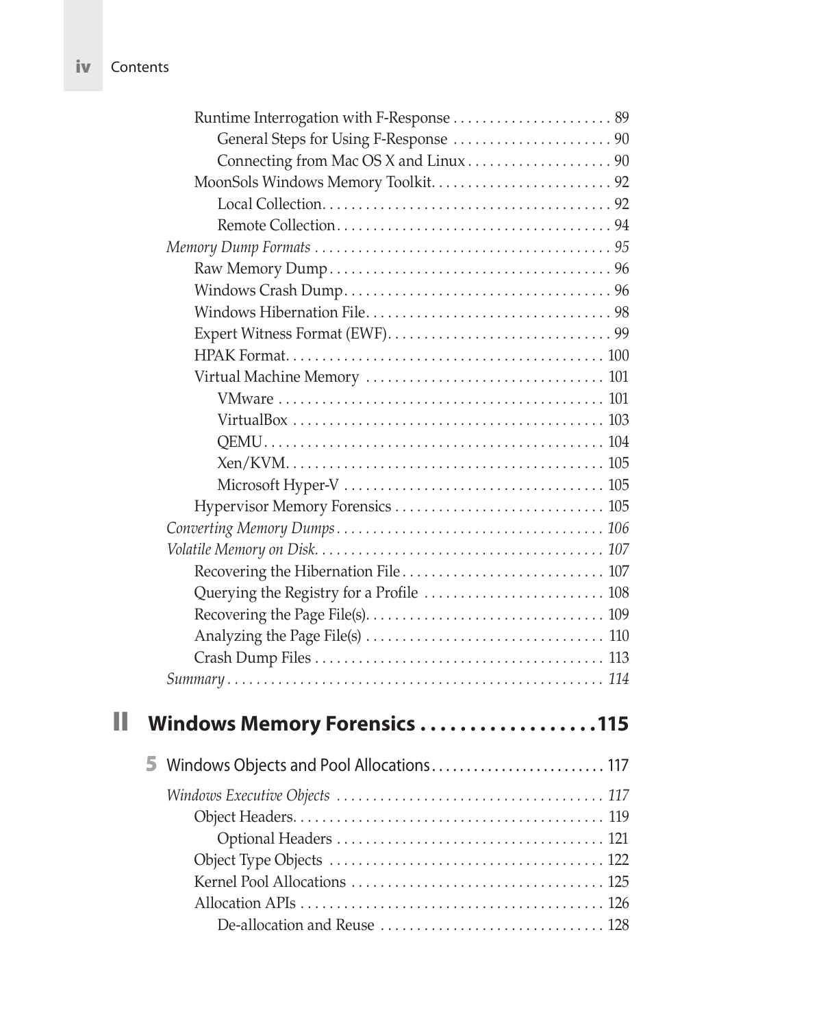Runtime Interrogation with F-Response . . . . . . . . . . . . . . . . . . . . . . 89
    General Steps for Using F-Response . . . . . . . . . . . . . . . . . . . . . . 90
    Connecting from Mac OS X and Linux . . . . . . . . . . . . . . . . . . . . 90
MoonSols Windows Memory Toolkit. . . . . . . . . . . . . . . . . . . . . . . . . 92
    Local Collection. . . . . . . . . . . . . . . . . . . . . . . . . . . . . . . . . . . . . . . 92
    Remote Collection. . . . . . . . . . . . . . . . . . . . . . . . . . . . . . . . . . . . . 94

*Memory Dump Formats . . . . . . . . . . . . . . . . . . . . . . . . . . . . . . . . . . . . . . . . 95*

Raw Memory Dump . . . . . . . . . . . . . . . . . . . . . . . . . . . . . . . . . . . . . . 96
Windows Crash Dump. . . . . . . . . . . . . . . . . . . . . . . . . . . . . . . . . . . . 96
Windows Hibernation File. . . . . . . . . . . . . . . . . . . . . . . . . . . . . . . . . 98
Expert Witness Format (EWF). . . . . . . . . . . . . . . . . . . . . . . . . . . . . . 99
HPAK Format. . . . . . . . . . . . . . . . . . . . . . . . . . . . . . . . . . . . . . . . . . . 100
Virtual Machine Memory . . . . . . . . . . . . . . . . . . . . . . . . . . . . . . . . 101
    VMware . . . . . . . . . . . . . . . . . . . . . . . . . . . . . . . . . . . . . . . . . . . . 101
    VirtualBox . . . . . . . . . . . . . . . . . . . . . . . . . . . . . . . . . . . . . . . . . . 103
    QEMU. . . . . . . . . . . . . . . . . . . . . . . . . . . . . . . . . . . . . . . . . . . . . . 104
    Xen/KVM. . . . . . . . . . . . . . . . . . . . . . . . . . . . . . . . . . . . . . . . . . . 105
    Microsoft Hyper-V . . . . . . . . . . . . . . . . . . . . . . . . . . . . . . . . . . . 105
Hypervisor Memory Forensics . . . . . . . . . . . . . . . . . . . . . . . . . . . . 105

*Converting Memory Dumps. . . . . . . . . . . . . . . . . . . . . . . . . . . . . . . . . . . . 106*

*Volatile Memory on Disk. . . . . . . . . . . . . . . . . . . . . . . . . . . . . . . . . . . . . . . 107*

Recovering the Hibernation File . . . . . . . . . . . . . . . . . . . . . . . . . . . 107
Querying the Registry for a Profile . . . . . . . . . . . . . . . . . . . . . . . . 108
Recovering the Page File(s). . . . . . . . . . . . . . . . . . . . . . . . . . . . . . . . 109
Analyzing the Page File(s) . . . . . . . . . . . . . . . . . . . . . . . . . . . . . . . . 110
Crash Dump Files . . . . . . . . . . . . . . . . . . . . . . . . . . . . . . . . . . . . . . . 113

*Summary . . . . . . . . . . . . . . . . . . . . . . . . . . . . . . . . . . . . . . . . . . . . . . . . . . . 114*

# II Windows Memory Forensics . . . . . . . . . . . . . . . . . . 115

## 5 Windows Objects and Pool Allocations. . . . . . . . . . . . . . . . . . . . . . . . 117

*Windows Executive Objects . . . . . . . . . . . . . . . . . . . . . . . . . . . . . . . . . . . . 117*

Object Headers. . . . . . . . . . . . . . . . . . . . . . . . . . . . . . . . . . . . . . . . . . 119
    Optional Headers . . . . . . . . . . . . . . . . . . . . . . . . . . . . . . . . . . . . . 121
Object Type Objects . . . . . . . . . . . . . . . . . . . . . . . . . . . . . . . . . . . . . 122
Kernel Pool Allocations . . . . . . . . . . . . . . . . . . . . . . . . . . . . . . . . . . 125
Allocation APIs . . . . . . . . . . . . . . . . . . . . . . . . . . . . . . . . . . . . . . . . . 126
    De-allocation and Reuse . . . . . . . . . . . . . . . . . . . . . . . . . . . . . . 128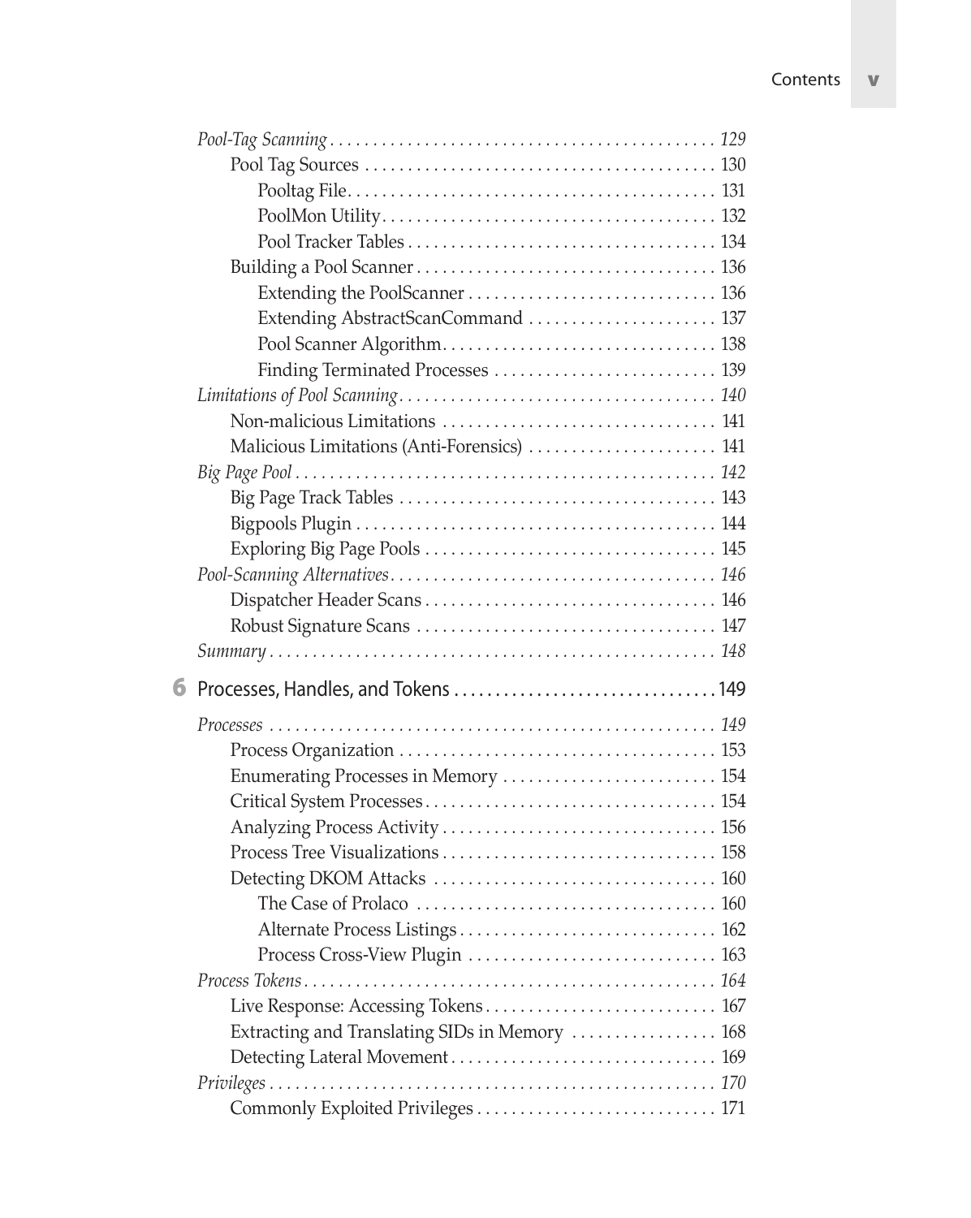*Pool-Tag Scanning* . . . . . . . . . . . . . . . . . . . . . . . . . . . . . . . . . . . . . . . . . . . . *129*
    Pool Tag Sources . . . . . . . . . . . . . . . . . . . . . . . . . . . . . . . . . . . . . . . . 130
        Pooltag File. . . . . . . . . . . . . . . . . . . . . . . . . . . . . . . . . . . . . . . . . 131
        PoolMon Utility. . . . . . . . . . . . . . . . . . . . . . . . . . . . . . . . . . . . . . 132
        Pool Tracker Tables . . . . . . . . . . . . . . . . . . . . . . . . . . . . . . . . . . . 134
    Building a Pool Scanner . . . . . . . . . . . . . . . . . . . . . . . . . . . . . . . . . . 136
        Extending the PoolScanner . . . . . . . . . . . . . . . . . . . . . . . . . . . . . 136
        Extending AbstractScanCommand . . . . . . . . . . . . . . . . . . . . . . 137
        Pool Scanner Algorithm. . . . . . . . . . . . . . . . . . . . . . . . . . . . . . . . 138
        Finding Terminated Processes . . . . . . . . . . . . . . . . . . . . . . . . . . 139
*Limitations of Pool Scanning*. . . . . . . . . . . . . . . . . . . . . . . . . . . . . . . . . . . . . *140*
    Non-malicious Limitations . . . . . . . . . . . . . . . . . . . . . . . . . . . . . . . . 141
    Malicious Limitations (Anti-Forensics) . . . . . . . . . . . . . . . . . . . . . . 141
*Big Page Pool* . . . . . . . . . . . . . . . . . . . . . . . . . . . . . . . . . . . . . . . . . . . . . . . . *142*
    Big Page Track Tables . . . . . . . . . . . . . . . . . . . . . . . . . . . . . . . . . . . . 143
    Bigpools Plugin . . . . . . . . . . . . . . . . . . . . . . . . . . . . . . . . . . . . . . . . . 144
    Exploring Big Page Pools . . . . . . . . . . . . . . . . . . . . . . . . . . . . . . . . . 145
*Pool-Scanning Alternatives*. . . . . . . . . . . . . . . . . . . . . . . . . . . . . . . . . . . . . *146*
    Dispatcher Header Scans . . . . . . . . . . . . . . . . . . . . . . . . . . . . . . . . . 146
    Robust Signature Scans . . . . . . . . . . . . . . . . . . . . . . . . . . . . . . . . . . 147
*Summary* . . . . . . . . . . . . . . . . . . . . . . . . . . . . . . . . . . . . . . . . . . . . . . . . . . . *148*

## 6 Processes, Handles, and Tokens . . . . . . . . . . . . . . . . . . . . . . . . . . . . . . . 149

*Processes* . . . . . . . . . . . . . . . . . . . . . . . . . . . . . . . . . . . . . . . . . . . . . . . . . . . *149*
    Process Organization . . . . . . . . . . . . . . . . . . . . . . . . . . . . . . . . . . . . 153
    Enumerating Processes in Memory . . . . . . . . . . . . . . . . . . . . . . . . 154
    Critical System Processes. . . . . . . . . . . . . . . . . . . . . . . . . . . . . . . . . 154
    Analyzing Process Activity . . . . . . . . . . . . . . . . . . . . . . . . . . . . . . . 156
    Process Tree Visualizations . . . . . . . . . . . . . . . . . . . . . . . . . . . . . . . 158
    Detecting DKOM Attacks . . . . . . . . . . . . . . . . . . . . . . . . . . . . . . . . 160
        The Case of Prolaco . . . . . . . . . . . . . . . . . . . . . . . . . . . . . . . . . . 160
        Alternate Process Listings . . . . . . . . . . . . . . . . . . . . . . . . . . . . . 162
        Process Cross-View Plugin . . . . . . . . . . . . . . . . . . . . . . . . . . . . 163
*Process Tokens*. . . . . . . . . . . . . . . . . . . . . . . . . . . . . . . . . . . . . . . . . . . . . . . *164*
    Live Response: Accessing Tokens. . . . . . . . . . . . . . . . . . . . . . . . . . 167
    Extracting and Translating SIDs in Memory . . . . . . . . . . . . . . . . 168
    Detecting Lateral Movement. . . . . . . . . . . . . . . . . . . . . . . . . . . . . . 169
*Privileges* . . . . . . . . . . . . . . . . . . . . . . . . . . . . . . . . . . . . . . . . . . . . . . . . . . . *170*
    Commonly Exploited Privileges . . . . . . . . . . . . . . . . . . . . . . . . . . . 171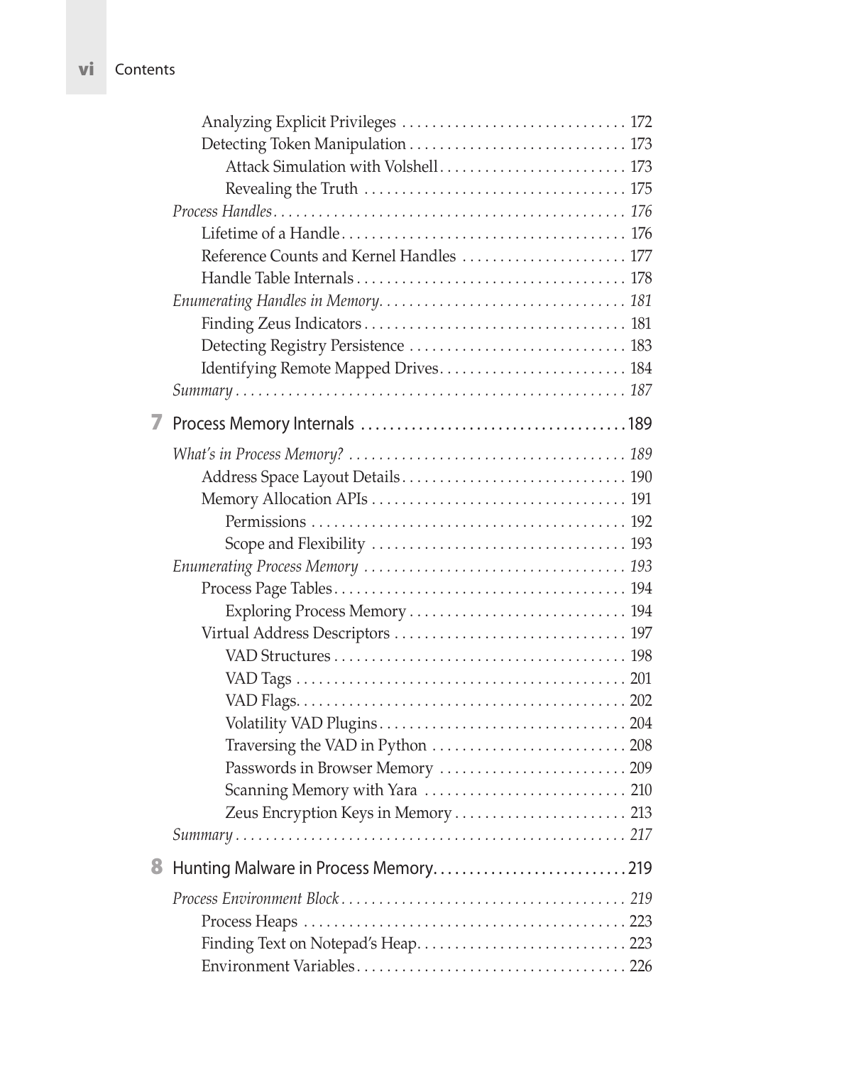Analyzing Explicit Privileges . . . . . . . . . . . . . . . . . . . . . . . . . . . . . 172
Detecting Token Manipulation . . . . . . . . . . . . . . . . . . . . . . . . . . . . 173
Attack Simulation with Volshell . . . . . . . . . . . . . . . . . . . . . . . . . 173
Revealing the Truth . . . . . . . . . . . . . . . . . . . . . . . . . . . . . . . . . . 175
*Process Handles . . . . . . . . . . . . . . . . . . . . . . . . . . . . . . . . . . . . . . . . . . . . . . 176*
Lifetime of a Handle . . . . . . . . . . . . . . . . . . . . . . . . . . . . . . . . . . . . . 176
Reference Counts and Kernel Handles . . . . . . . . . . . . . . . . . . . . . . 177
Handle Table Internals . . . . . . . . . . . . . . . . . . . . . . . . . . . . . . . . . . . 178
*Enumerating Handles in Memory . . . . . . . . . . . . . . . . . . . . . . . . . . . . . . . . 181*
Finding Zeus Indicators . . . . . . . . . . . . . . . . . . . . . . . . . . . . . . . . . . 181
Detecting Registry Persistence . . . . . . . . . . . . . . . . . . . . . . . . . . . . 183
Identifying Remote Mapped Drives . . . . . . . . . . . . . . . . . . . . . . . . . 184
*Summary . . . . . . . . . . . . . . . . . . . . . . . . . . . . . . . . . . . . . . . . . . . . . . . . . . . . 187*

## 7 Process Memory Internals . . . . . . . . . . . . . . . . . . . . . . . . . . . . . . . . . . . .189

*What's in Process Memory? . . . . . . . . . . . . . . . . . . . . . . . . . . . . . . . . . . . . . 189*
Address Space Layout Details . . . . . . . . . . . . . . . . . . . . . . . . . . . . . . 190
Memory Allocation APIs . . . . . . . . . . . . . . . . . . . . . . . . . . . . . . . . . . 191
Permissions . . . . . . . . . . . . . . . . . . . . . . . . . . . . . . . . . . . . . . . . . . 192
Scope and Flexibility . . . . . . . . . . . . . . . . . . . . . . . . . . . . . . . . . . 193
*Enumerating Process Memory . . . . . . . . . . . . . . . . . . . . . . . . . . . . . . . . . . . 193*
Process Page Tables . . . . . . . . . . . . . . . . . . . . . . . . . . . . . . . . . . . . . . 194
Exploring Process Memory . . . . . . . . . . . . . . . . . . . . . . . . . . . . . 194
Virtual Address Descriptors . . . . . . . . . . . . . . . . . . . . . . . . . . . . . . . 197
VAD Structures . . . . . . . . . . . . . . . . . . . . . . . . . . . . . . . . . . . . . . . 198
VAD Tags . . . . . . . . . . . . . . . . . . . . . . . . . . . . . . . . . . . . . . . . . . . . 201
VAD Flags . . . . . . . . . . . . . . . . . . . . . . . . . . . . . . . . . . . . . . . . . . . . 202
Volatility VAD Plugins . . . . . . . . . . . . . . . . . . . . . . . . . . . . . . . . . 204
Traversing the VAD in Python . . . . . . . . . . . . . . . . . . . . . . . . . . 208
Passwords in Browser Memory . . . . . . . . . . . . . . . . . . . . . . . . . 209
Scanning Memory with Yara . . . . . . . . . . . . . . . . . . . . . . . . . . . 210
Zeus Encryption Keys in Memory . . . . . . . . . . . . . . . . . . . . . . . 213
*Summary . . . . . . . . . . . . . . . . . . . . . . . . . . . . . . . . . . . . . . . . . . . . . . . . . . . . 217*

## 8 Hunting Malware in Process Memory . . . . . . . . . . . . . . . . . . . . . . . . . .219

*Process Environment Block . . . . . . . . . . . . . . . . . . . . . . . . . . . . . . . . . . . . . . 219*
Process Heaps . . . . . . . . . . . . . . . . . . . . . . . . . . . . . . . . . . . . . . . . . . . 223
Finding Text on Notepad's Heap . . . . . . . . . . . . . . . . . . . . . . . . . . . . 223
Environment Variables . . . . . . . . . . . . . . . . . . . . . . . . . . . . . . . . . . . . 226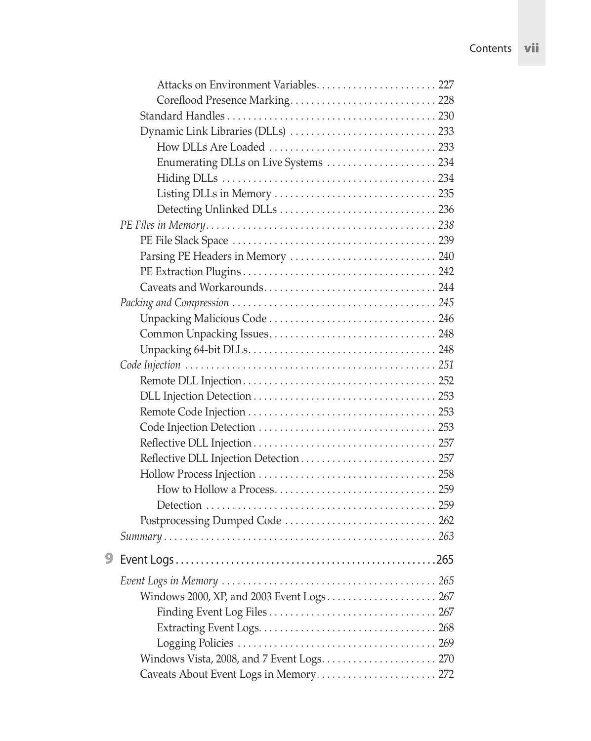Attacks on Environment Variables . . . . . . . . . . . . . . . . . . . . . . 227
Coreflood Presence Marking . . . . . . . . . . . . . . . . . . . . . . . . . . . 228
Standard Handles . . . . . . . . . . . . . . . . . . . . . . . . . . . . . . . . . . . . . 230
Dynamic Link Libraries (DLLs) . . . . . . . . . . . . . . . . . . . . . . . . . . . 233
How DLLs Are Loaded . . . . . . . . . . . . . . . . . . . . . . . . . . . . . . . 233
Enumerating DLLs on Live Systems . . . . . . . . . . . . . . . . . . . . 234
Hiding DLLs . . . . . . . . . . . . . . . . . . . . . . . . . . . . . . . . . . . . . . . 234
Listing DLLs in Memory . . . . . . . . . . . . . . . . . . . . . . . . . . . . . . 235
Detecting Unlinked DLLs . . . . . . . . . . . . . . . . . . . . . . . . . . . . . 236

*PE Files in Memory . . . . . . . . . . . . . . . . . . . . . . . . . . . . . . . . . . . . . . . . . . 238*
PE File Slack Space . . . . . . . . . . . . . . . . . . . . . . . . . . . . . . . . . . . . . 239
Parsing PE Headers in Memory . . . . . . . . . . . . . . . . . . . . . . . . . . . 240
PE Extraction Plugins . . . . . . . . . . . . . . . . . . . . . . . . . . . . . . . . . . . 242
Caveats and Workarounds . . . . . . . . . . . . . . . . . . . . . . . . . . . . . . . . 244

*Packing and Compression . . . . . . . . . . . . . . . . . . . . . . . . . . . . . . . . . . . . . 245*
Unpacking Malicious Code . . . . . . . . . . . . . . . . . . . . . . . . . . . . . . . 246
Common Unpacking Issues . . . . . . . . . . . . . . . . . . . . . . . . . . . . . . . 248
Unpacking 64-bit DLLs . . . . . . . . . . . . . . . . . . . . . . . . . . . . . . . . . . 248

*Code Injection . . . . . . . . . . . . . . . . . . . . . . . . . . . . . . . . . . . . . . . . . . . . . . . 251*
Remote DLL Injection . . . . . . . . . . . . . . . . . . . . . . . . . . . . . . . . . . . 252
DLL Injection Detection . . . . . . . . . . . . . . . . . . . . . . . . . . . . . . . . . 253
Remote Code Injection . . . . . . . . . . . . . . . . . . . . . . . . . . . . . . . . . . 253
Code Injection Detection . . . . . . . . . . . . . . . . . . . . . . . . . . . . . . . . . 253
Reflective DLL Injection . . . . . . . . . . . . . . . . . . . . . . . . . . . . . . . . . 257
Reflective DLL Injection Detection . . . . . . . . . . . . . . . . . . . . . . . . . 257
Hollow Process Injection . . . . . . . . . . . . . . . . . . . . . . . . . . . . . . . . 258
How to Hollow a Process . . . . . . . . . . . . . . . . . . . . . . . . . . . . . . 259
Detection . . . . . . . . . . . . . . . . . . . . . . . . . . . . . . . . . . . . . . . . . . 259
Postprocessing Dumped Code . . . . . . . . . . . . . . . . . . . . . . . . . . . . 262

*Summary . . . . . . . . . . . . . . . . . . . . . . . . . . . . . . . . . . . . . . . . . . . . . . . . . . . 263*

## 9 Event Logs . . . . . . . . . . . . . . . . . . . . . . . . . . . . . . . . . . . . . . . . . . . . . . . . . . 265

*Event Logs in Memory . . . . . . . . . . . . . . . . . . . . . . . . . . . . . . . . . . . . . . . . 265*
Windows 2000, XP, and 2003 Event Logs . . . . . . . . . . . . . . . . . . . . 267
Finding Event Log Files . . . . . . . . . . . . . . . . . . . . . . . . . . . . . . . 267
Extracting Event Logs . . . . . . . . . . . . . . . . . . . . . . . . . . . . . . . . . 268
Logging Policies . . . . . . . . . . . . . . . . . . . . . . . . . . . . . . . . . . . . . 269
Windows Vista, 2008, and 7 Event Logs . . . . . . . . . . . . . . . . . . . . . 270
Caveats About Event Logs in Memory . . . . . . . . . . . . . . . . . . . . . . 272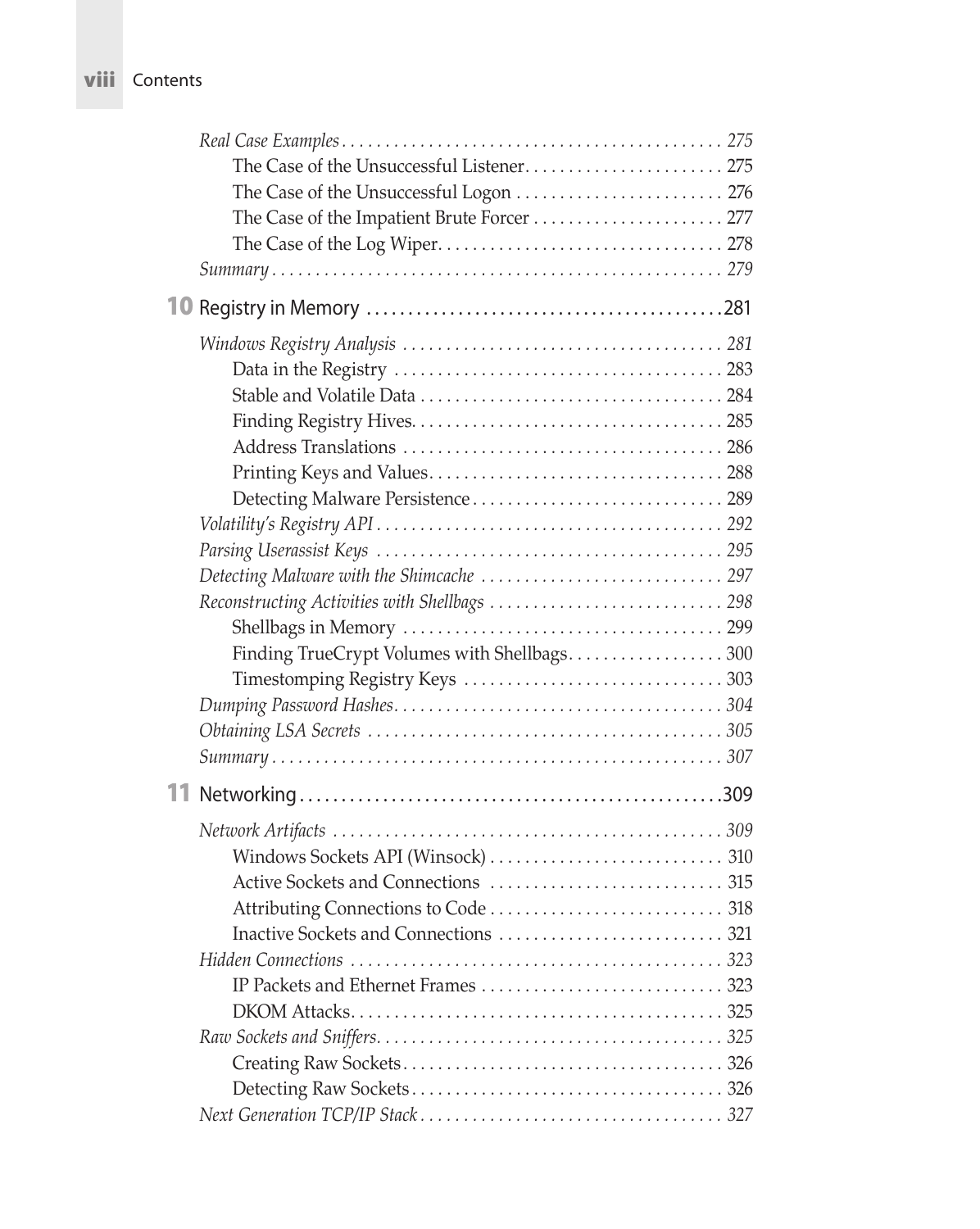*Real Case Examples* . . . . . . . . . . . . . . . . . . . . . . . . . . . . . . . . . . . . . . . . . . . 275

The Case of the Unsuccessful Listener. . . . . . . . . . . . . . . . . . . . . . . 275

The Case of the Unsuccessful Logon . . . . . . . . . . . . . . . . . . . . . . . . 276

The Case of the Impatient Brute Forcer . . . . . . . . . . . . . . . . . . . . . . 277

The Case of the Log Wiper. . . . . . . . . . . . . . . . . . . . . . . . . . . . . . . . . 278

*Summary* . . . . . . . . . . . . . . . . . . . . . . . . . . . . . . . . . . . . . . . . . . . . . . . . . . . 279

## 10 Registry in Memory . . . . . . . . . . . . . . . . . . . . . . . . . . . . . . . . . . . . . . . . . 281

*Windows Registry Analysis* . . . . . . . . . . . . . . . . . . . . . . . . . . . . . . . . . . . . . 281

Data in the Registry . . . . . . . . . . . . . . . . . . . . . . . . . . . . . . . . . . . . . 283

Stable and Volatile Data . . . . . . . . . . . . . . . . . . . . . . . . . . . . . . . . . . 284

Finding Registry Hives. . . . . . . . . . . . . . . . . . . . . . . . . . . . . . . . . . . . 285

Address Translations . . . . . . . . . . . . . . . . . . . . . . . . . . . . . . . . . . . . 286

Printing Keys and Values. . . . . . . . . . . . . . . . . . . . . . . . . . . . . . . . . . 288

Detecting Malware Persistence . . . . . . . . . . . . . . . . . . . . . . . . . . . . . 289

*Volatility's Registry API* . . . . . . . . . . . . . . . . . . . . . . . . . . . . . . . . . . . . . . . . 292

*Parsing Userassist Keys* . . . . . . . . . . . . . . . . . . . . . . . . . . . . . . . . . . . . . . . 295

*Detecting Malware with the Shimcache* . . . . . . . . . . . . . . . . . . . . . . . . . . . 297

*Reconstructing Activities with Shellbags* . . . . . . . . . . . . . . . . . . . . . . . . . . 298

Shellbags in Memory . . . . . . . . . . . . . . . . . . . . . . . . . . . . . . . . . . . . 299

Finding TrueCrypt Volumes with Shellbags. . . . . . . . . . . . . . . . . . 300

Timestomping Registry Keys . . . . . . . . . . . . . . . . . . . . . . . . . . . . . . 303

*Dumping Password Hashes*. . . . . . . . . . . . . . . . . . . . . . . . . . . . . . . . . . . . . 304

*Obtaining LSA Secrets* . . . . . . . . . . . . . . . . . . . . . . . . . . . . . . . . . . . . . . . . . 305

*Summary* . . . . . . . . . . . . . . . . . . . . . . . . . . . . . . . . . . . . . . . . . . . . . . . . . . . 307

## 11 Networking. . . . . . . . . . . . . . . . . . . . . . . . . . . . . . . . . . . . . . . . . . . . . . . . . .309

*Network Artifacts* . . . . . . . . . . . . . . . . . . . . . . . . . . . . . . . . . . . . . . . . . . . . 309

Windows Sockets API (Winsock) . . . . . . . . . . . . . . . . . . . . . . . . . . . 310

Active Sockets and Connections . . . . . . . . . . . . . . . . . . . . . . . . . . . 315

Attributing Connections to Code . . . . . . . . . . . . . . . . . . . . . . . . . . . 318

Inactive Sockets and Connections . . . . . . . . . . . . . . . . . . . . . . . . . . 321

*Hidden Connections* . . . . . . . . . . . . . . . . . . . . . . . . . . . . . . . . . . . . . . . . . . . 323

IP Packets and Ethernet Frames . . . . . . . . . . . . . . . . . . . . . . . . . . . . 323

DKOM Attacks. . . . . . . . . . . . . . . . . . . . . . . . . . . . . . . . . . . . . . . . . . . 325

*Raw Sockets and Sniffers*. . . . . . . . . . . . . . . . . . . . . . . . . . . . . . . . . . . . . . . 325

Creating Raw Sockets. . . . . . . . . . . . . . . . . . . . . . . . . . . . . . . . . . . . . 326

Detecting Raw Sockets. . . . . . . . . . . . . . . . . . . . . . . . . . . . . . . . . . . . 326

*Next Generation TCP/IP Stack* . . . . . . . . . . . . . . . . . . . . . . . . . . . . . . . . . . . 327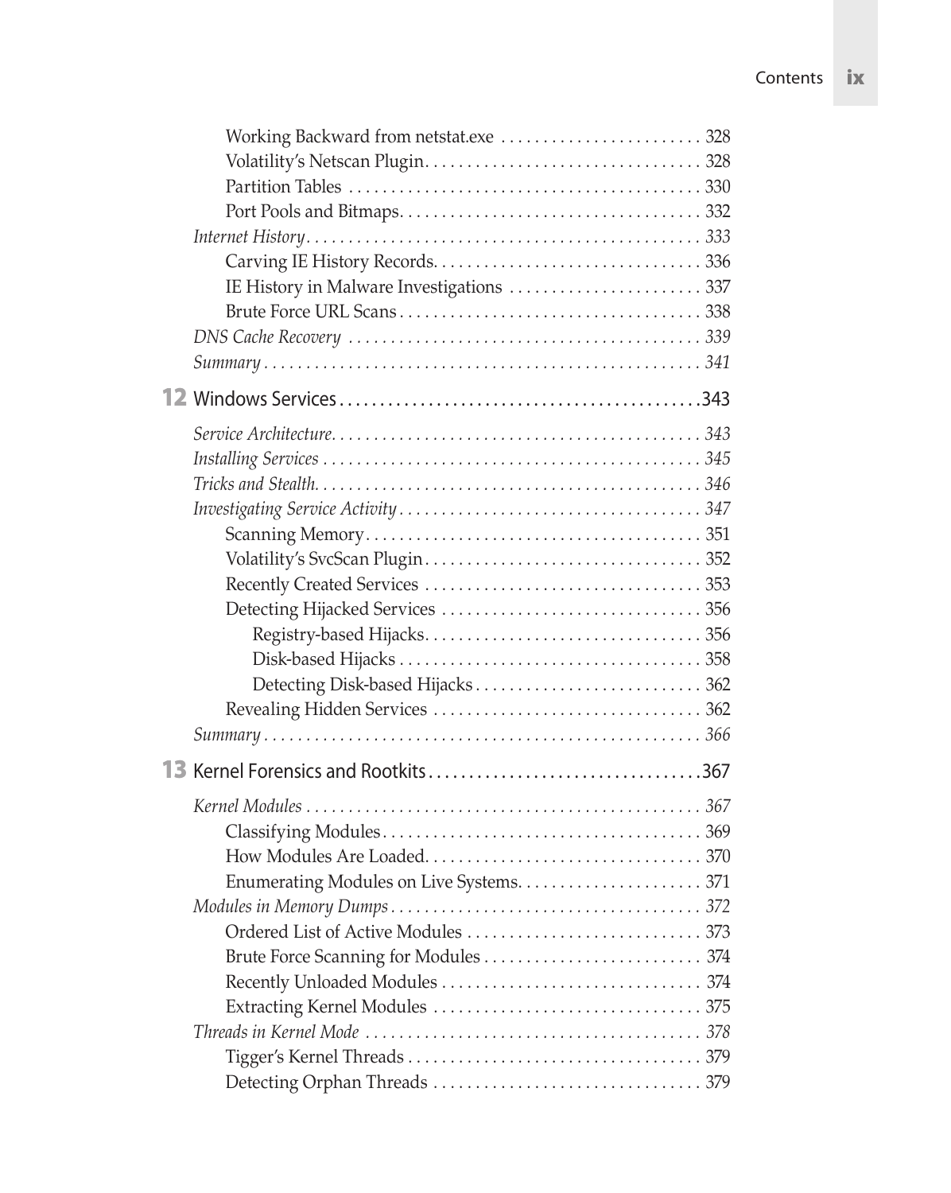Working Backward from netstat.exe . . . . . . . . . . . . . . . . . . . . . . . . 328
Volatility's Netscan Plugin. . . . . . . . . . . . . . . . . . . . . . . . . . . . . . . . 328
Partition Tables . . . . . . . . . . . . . . . . . . . . . . . . . . . . . . . . . . . . . . . . . 330
Port Pools and Bitmaps. . . . . . . . . . . . . . . . . . . . . . . . . . . . . . . . . . . 332
*Internet History. . . . . . . . . . . . . . . . . . . . . . . . . . . . . . . . . . . . . . . . . . . . . . 333*
Carving IE History Records. . . . . . . . . . . . . . . . . . . . . . . . . . . . . . . 336
IE History in Malware Investigations . . . . . . . . . . . . . . . . . . . . . . . 337
Brute Force URL Scans . . . . . . . . . . . . . . . . . . . . . . . . . . . . . . . . . . . 338
*DNS Cache Recovery . . . . . . . . . . . . . . . . . . . . . . . . . . . . . . . . . . . . . . . . . 339*
*Summary . . . . . . . . . . . . . . . . . . . . . . . . . . . . . . . . . . . . . . . . . . . . . . . . . . . 341*

## 12 Windows Services . . . . . . . . . . . . . . . . . . . . . . . . . . . . . . . . . . . . . . . . . . . .343

*Service Architecture. . . . . . . . . . . . . . . . . . . . . . . . . . . . . . . . . . . . . . . . . . . 343*
*Installing Services . . . . . . . . . . . . . . . . . . . . . . . . . . . . . . . . . . . . . . . . . . . . 345*
*Tricks and Stealth. . . . . . . . . . . . . . . . . . . . . . . . . . . . . . . . . . . . . . . . . . . . . 346*
*Investigating Service Activity . . . . . . . . . . . . . . . . . . . . . . . . . . . . . . . . . . . 347*
Scanning Memory. . . . . . . . . . . . . . . . . . . . . . . . . . . . . . . . . . . . . . . . 351
Volatility's SvcScan Plugin. . . . . . . . . . . . . . . . . . . . . . . . . . . . . . . . 352
Recently Created Services . . . . . . . . . . . . . . . . . . . . . . . . . . . . . . . . 353
Detecting Hijacked Services . . . . . . . . . . . . . . . . . . . . . . . . . . . . . . . 356
Registry-based Hijacks. . . . . . . . . . . . . . . . . . . . . . . . . . . . . . . . 356
Disk-based Hijacks . . . . . . . . . . . . . . . . . . . . . . . . . . . . . . . . . . . 358
Detecting Disk-based Hijacks . . . . . . . . . . . . . . . . . . . . . . . . . . 362
Revealing Hidden Services . . . . . . . . . . . . . . . . . . . . . . . . . . . . . . . . 362
*Summary . . . . . . . . . . . . . . . . . . . . . . . . . . . . . . . . . . . . . . . . . . . . . . . . . . . 366*

## 13 Kernel Forensics and Rootkits . . . . . . . . . . . . . . . . . . . . . . . . . . . . . . . . .367

*Kernel Modules . . . . . . . . . . . . . . . . . . . . . . . . . . . . . . . . . . . . . . . . . . . . . . . 367*
Classifying Modules. . . . . . . . . . . . . . . . . . . . . . . . . . . . . . . . . . . . . . 369
How Modules Are Loaded. . . . . . . . . . . . . . . . . . . . . . . . . . . . . . . . . 370
Enumerating Modules on Live Systems. . . . . . . . . . . . . . . . . . . . . . 371
*Modules in Memory Dumps . . . . . . . . . . . . . . . . . . . . . . . . . . . . . . . . . . . . 372*
Ordered List of Active Modules . . . . . . . . . . . . . . . . . . . . . . . . . . . . 373
Brute Force Scanning for Modules . . . . . . . . . . . . . . . . . . . . . . . . . . 374
Recently Unloaded Modules . . . . . . . . . . . . . . . . . . . . . . . . . . . . . . . 374
Extracting Kernel Modules . . . . . . . . . . . . . . . . . . . . . . . . . . . . . . . . 375
*Threads in Kernel Mode . . . . . . . . . . . . . . . . . . . . . . . . . . . . . . . . . . . . . . . . 378*
Tigger's Kernel Threads . . . . . . . . . . . . . . . . . . . . . . . . . . . . . . . . . . . 379
Detecting Orphan Threads . . . . . . . . . . . . . . . . . . . . . . . . . . . . . . . . 379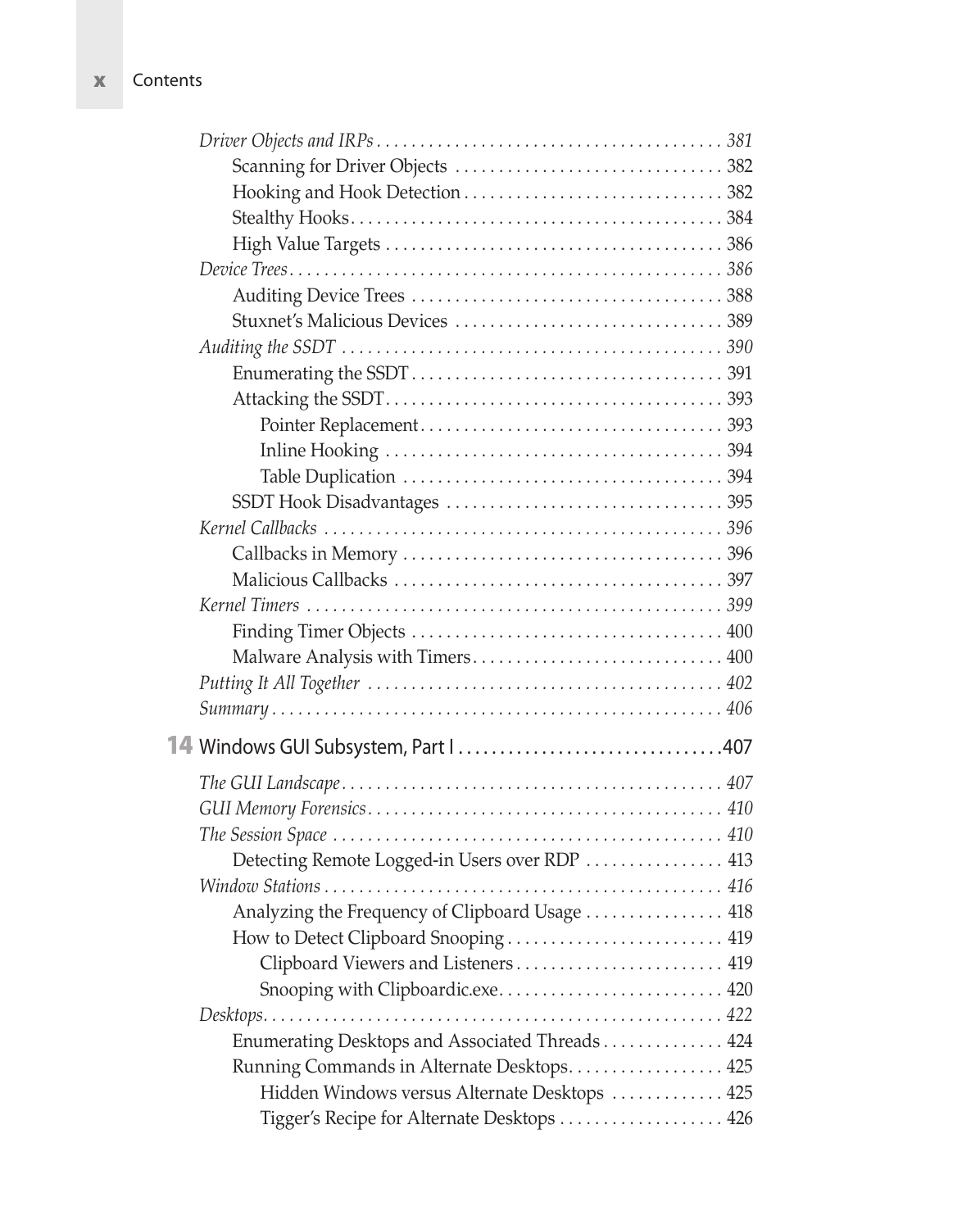*Driver Objects and IRPs* . . . . . . . . . . . . . . . . . . . . . . . . . . . . . . . . . . . . . . . . *381*

Scanning for Driver Objects . . . . . . . . . . . . . . . . . . . . . . . . . . . . . . . 382

Hooking and Hook Detection . . . . . . . . . . . . . . . . . . . . . . . . . . . . . . 382

Stealthy Hooks . . . . . . . . . . . . . . . . . . . . . . . . . . . . . . . . . . . . . . . . . . 384

High Value Targets . . . . . . . . . . . . . . . . . . . . . . . . . . . . . . . . . . . . . . 386

*Device Trees* . . . . . . . . . . . . . . . . . . . . . . . . . . . . . . . . . . . . . . . . . . . . . . . . . *386*

Auditing Device Trees . . . . . . . . . . . . . . . . . . . . . . . . . . . . . . . . . . . . 388

Stuxnet's Malicious Devices . . . . . . . . . . . . . . . . . . . . . . . . . . . . . . . 389

*Auditing the SSDT* . . . . . . . . . . . . . . . . . . . . . . . . . . . . . . . . . . . . . . . . . . . *390*

Enumerating the SSDT . . . . . . . . . . . . . . . . . . . . . . . . . . . . . . . . . . . 391

Attacking the SSDT . . . . . . . . . . . . . . . . . . . . . . . . . . . . . . . . . . . . . . 393

Pointer Replacement . . . . . . . . . . . . . . . . . . . . . . . . . . . . . . . . . . 393

Inline Hooking . . . . . . . . . . . . . . . . . . . . . . . . . . . . . . . . . . . . . . 394

Table Duplication . . . . . . . . . . . . . . . . . . . . . . . . . . . . . . . . . . . . 394

SSDT Hook Disadvantages . . . . . . . . . . . . . . . . . . . . . . . . . . . . . . . . 395

*Kernel Callbacks* . . . . . . . . . . . . . . . . . . . . . . . . . . . . . . . . . . . . . . . . . . . . . *396*

Callbacks in Memory . . . . . . . . . . . . . . . . . . . . . . . . . . . . . . . . . . . . . 396

Malicious Callbacks . . . . . . . . . . . . . . . . . . . . . . . . . . . . . . . . . . . . . . 397

*Kernel Timers* . . . . . . . . . . . . . . . . . . . . . . . . . . . . . . . . . . . . . . . . . . . . . . . *399*

Finding Timer Objects . . . . . . . . . . . . . . . . . . . . . . . . . . . . . . . . . . . . 400

Malware Analysis with Timers . . . . . . . . . . . . . . . . . . . . . . . . . . . . . 400

*Putting It All Together* . . . . . . . . . . . . . . . . . . . . . . . . . . . . . . . . . . . . . . . . *402*

*Summary* . . . . . . . . . . . . . . . . . . . . . . . . . . . . . . . . . . . . . . . . . . . . . . . . . . . *406*

## 14 Windows GUI Subsystem, Part I . . . . . . . . . . . . . . . . . . . . . . . . . . . . . . .407

*The GUI Landscape* . . . . . . . . . . . . . . . . . . . . . . . . . . . . . . . . . . . . . . . . . . . *407*

*GUI Memory Forensics* . . . . . . . . . . . . . . . . . . . . . . . . . . . . . . . . . . . . . . . . *410*

*The Session Space* . . . . . . . . . . . . . . . . . . . . . . . . . . . . . . . . . . . . . . . . . . . . *410*

Detecting Remote Logged-in Users over RDP . . . . . . . . . . . . . . . . 413

*Window Stations* . . . . . . . . . . . . . . . . . . . . . . . . . . . . . . . . . . . . . . . . . . . . . *416*

Analyzing the Frequency of Clipboard Usage . . . . . . . . . . . . . . . . 418

How to Detect Clipboard Snooping . . . . . . . . . . . . . . . . . . . . . . . . . 419

Clipboard Viewers and Listeners . . . . . . . . . . . . . . . . . . . . . . . . 419

Snooping with Clipboardic.exe . . . . . . . . . . . . . . . . . . . . . . . . . . 420

*Desktops* . . . . . . . . . . . . . . . . . . . . . . . . . . . . . . . . . . . . . . . . . . . . . . . . . . . . *422*

Enumerating Desktops and Associated Threads . . . . . . . . . . . . . . 424

Running Commands in Alternate Desktops . . . . . . . . . . . . . . . . . . 425

Hidden Windows versus Alternate Desktops . . . . . . . . . . . . . 425

Tigger's Recipe for Alternate Desktops . . . . . . . . . . . . . . . . . . . 426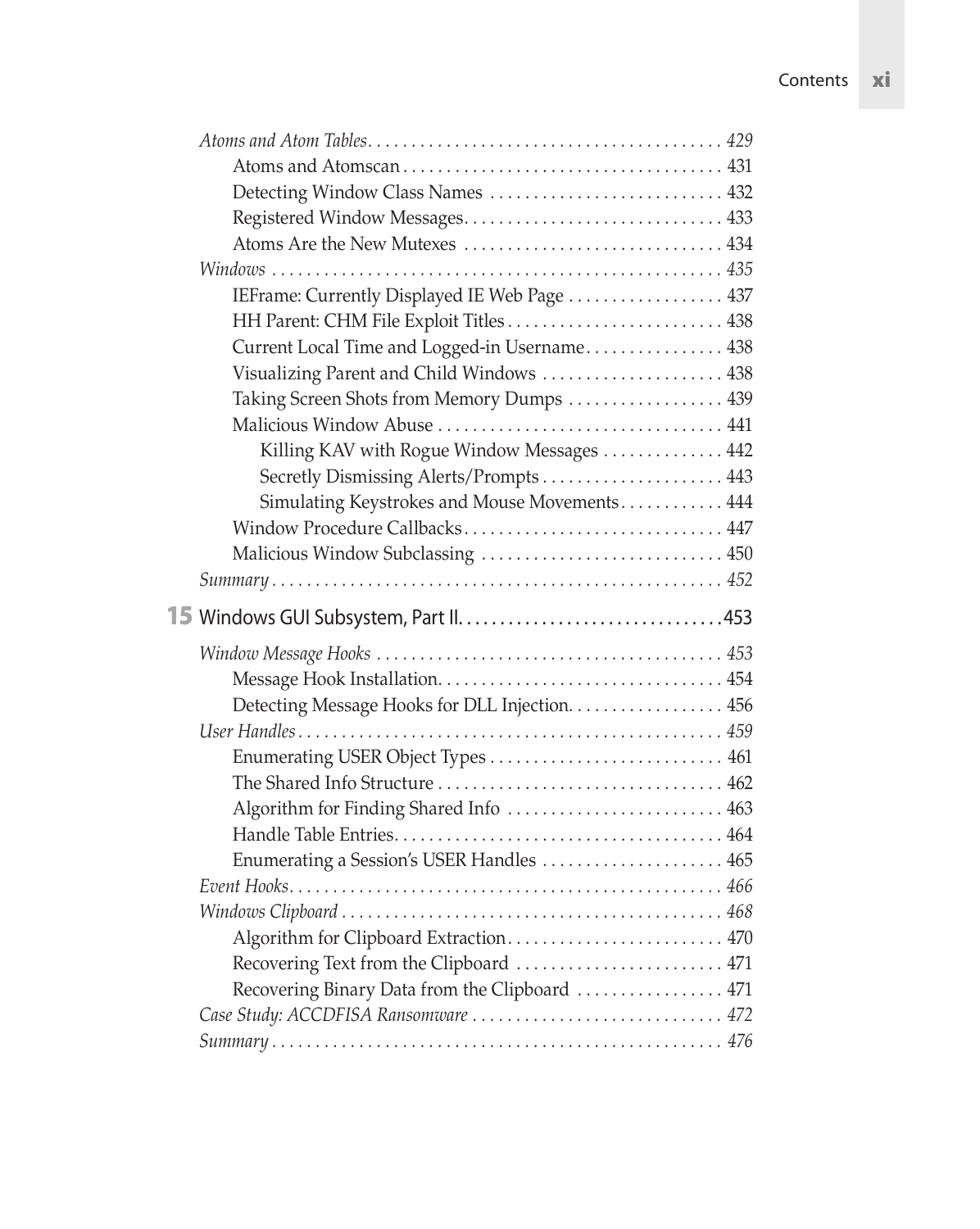*Atoms and Atom Tables* ........................................ *429*
  Atoms and Atomscan .................................... 431
  Detecting Window Class Names ........................... 432
  Registered Window Messages.............................. 433
  Atoms Are the New Mutexes .............................. 434
*Windows* ................................................... *435*
  IEFrame: Currently Displayed IE Web Page .................. 437
  HH Parent: CHM File Exploit Titles......................... 438
  Current Local Time and Logged-in Username................ 438
  Visualizing Parent and Child Windows ..................... 438
  Taking Screen Shots from Memory Dumps .................. 439
  Malicious Window Abuse ................................. 441
    Killing KAV with Rogue Window Messages .............. 442
    Secretly Dismissing Alerts/Prompts..................... 443
    Simulating Keystrokes and Mouse Movements............ 444
  Window Procedure Callbacks.............................. 447
  Malicious Window Subclassing ............................ 450
*Summary* ................................................... *452*

## 15 Windows GUI Subsystem, Part II...............................453

*Window Message Hooks* ........................................ *453*
  Message Hook Installation................................. 454
  Detecting Message Hooks for DLL Injection.................. 456
*User Handles* ................................................. *459*
  Enumerating USER Object Types ........................... 461
  The Shared Info Structure ................................. 462
  Algorithm for Finding Shared Info ......................... 463
  Handle Table Entries...................................... 464
  Enumerating a Session's USER Handles ..................... 465
*Event Hooks*................................................. *466*
*Windows Clipboard* ........................................... *468*
  Algorithm for Clipboard Extraction......................... 470
  Recovering Text from the Clipboard ........................ 471
  Recovering Binary Data from the Clipboard ................. 471
*Case Study: ACCDFISA Ransomware* ............................. *472*
*Summary* ................................................... *476*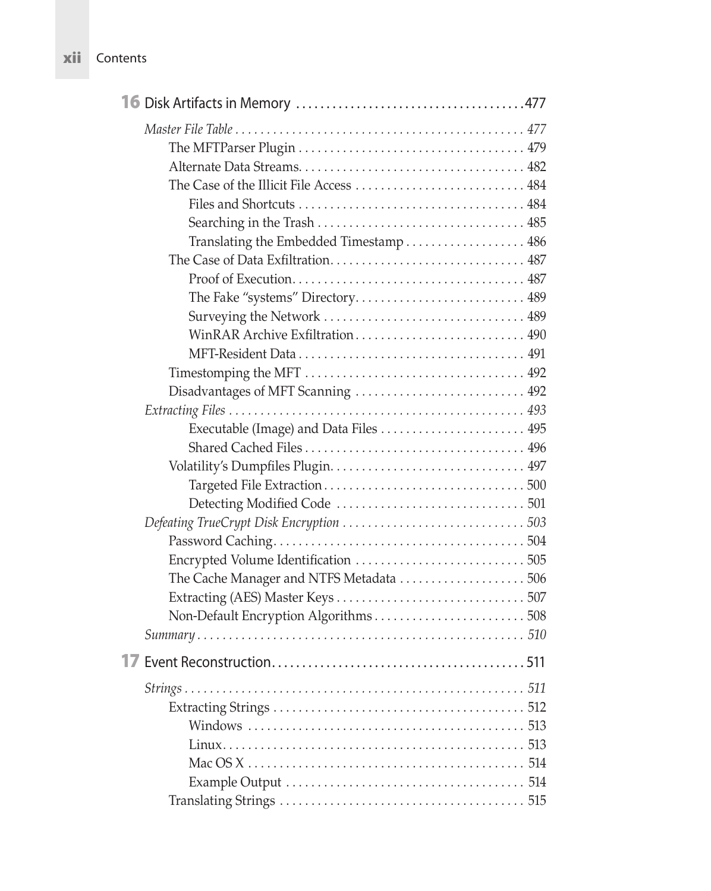## 16 Disk Artifacts in Memory ....................................477

*Master File Table* .............................................. *477*

- The MFTParser Plugin .................................... 479
- Alternate Data Streams.................................... 482
- The Case of the Illicit File Access ........................... 484
  - Files and Shortcuts .................................... 484
  - Searching in the Trash ................................. 485
  - Translating the Embedded Timestamp ................... 486
- The Case of Data Exfiltration............................... 487
  - Proof of Execution..................................... 487
  - The Fake "systems" Directory........................... 489
  - Surveying the Network ................................. 489
  - WinRAR Archive Exfiltration ........................... 490
  - MFT-Resident Data .................................... 491
- Timestomping the MFT ................................... 492
- Disadvantages of MFT Scanning ........................... 492

*Extracting Files* ............................................... *493*

  - Executable (Image) and Data Files ....................... 495
  - Shared Cached Files ................................... 496
- Volatility's Dumpfiles Plugin............................... 497
  - Targeted File Extraction ................................ 500
  - Detecting Modified Code .............................. 501

*Defeating TrueCrypt Disk Encryption* ............................. *503*

- Password Caching........................................ 504
- Encrypted Volume Identification ........................... 505
- The Cache Manager and NTFS Metadata .................... 506
- Extracting (AES) Master Keys .............................. 507
- Non-Default Encryption Algorithms ........................ 508

*Summary* ..................................................... *510*

## 17 Event Reconstruction.........................................511

*Strings* ....................................................... *511*

- Extracting Strings ........................................ 512
  - Windows ............................................ 513
  - Linux................................................ 513
  - Mac OS X ............................................ 514
  - Example Output ...................................... 514
- Translating Strings ....................................... 515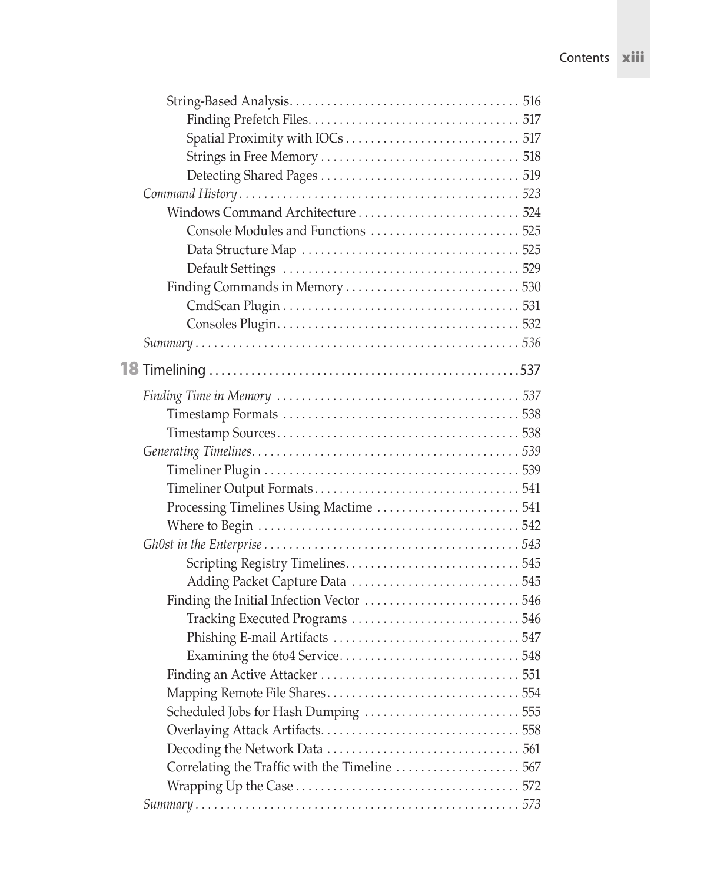- String-Based Analysis. . . . . . . . . . . . . . . . . . . . . . . . . . . . . . . . . . . . . 516
  - Finding Prefetch Files. . . . . . . . . . . . . . . . . . . . . . . . . . . . . . . . . . 517
  - Spatial Proximity with IOCs . . . . . . . . . . . . . . . . . . . . . . . . . . . . 517
  - Strings in Free Memory . . . . . . . . . . . . . . . . . . . . . . . . . . . . . . . . 518
  - Detecting Shared Pages . . . . . . . . . . . . . . . . . . . . . . . . . . . . . . . . 519

*Command History . . . . . . . . . . . . . . . . . . . . . . . . . . . . . . . . . . . . . . . . . . . . 523*

- Windows Command Architecture . . . . . . . . . . . . . . . . . . . . . . . . . . 524
  - Console Modules and Functions . . . . . . . . . . . . . . . . . . . . . . . . 525
  - Data Structure Map . . . . . . . . . . . . . . . . . . . . . . . . . . . . . . . . . . 525
  - Default Settings . . . . . . . . . . . . . . . . . . . . . . . . . . . . . . . . . . . . . 529
- Finding Commands in Memory . . . . . . . . . . . . . . . . . . . . . . . . . . . . 530
  - CmdScan Plugin . . . . . . . . . . . . . . . . . . . . . . . . . . . . . . . . . . . . . 531
  - Consoles Plugin. . . . . . . . . . . . . . . . . . . . . . . . . . . . . . . . . . . . . . 532

*Summary . . . . . . . . . . . . . . . . . . . . . . . . . . . . . . . . . . . . . . . . . . . . . . . . . . . 536*

## 18 Timelining . . . . . . . . . . . . . . . . . . . . . . . . . . . . . . . . . . . . . . . . . . . . . . . . 537

*Finding Time in Memory . . . . . . . . . . . . . . . . . . . . . . . . . . . . . . . . . . . . . . . 537*

- Timestamp Formats . . . . . . . . . . . . . . . . . . . . . . . . . . . . . . . . . . . . . 538
- Timestamp Sources. . . . . . . . . . . . . . . . . . . . . . . . . . . . . . . . . . . . . . 538

*Generating Timelines. . . . . . . . . . . . . . . . . . . . . . . . . . . . . . . . . . . . . . . . . . 539*

- Timeliner Plugin . . . . . . . . . . . . . . . . . . . . . . . . . . . . . . . . . . . . . . . . 539
- Timeliner Output Formats. . . . . . . . . . . . . . . . . . . . . . . . . . . . . . . . 541
- Processing Timelines Using Mactime . . . . . . . . . . . . . . . . . . . . . . . 541
- Where to Begin . . . . . . . . . . . . . . . . . . . . . . . . . . . . . . . . . . . . . . . . . 542

*Gh0st in the Enterprise . . . . . . . . . . . . . . . . . . . . . . . . . . . . . . . . . . . . . . . . . 543*

  - Scripting Registry Timelines. . . . . . . . . . . . . . . . . . . . . . . . . . . . 545
  - Adding Packet Capture Data . . . . . . . . . . . . . . . . . . . . . . . . . . . 545
- Finding the Initial Infection Vector . . . . . . . . . . . . . . . . . . . . . . . . 546
  - Tracking Executed Programs . . . . . . . . . . . . . . . . . . . . . . . . . . . 546
  - Phishing E-mail Artifacts . . . . . . . . . . . . . . . . . . . . . . . . . . . . . . 547
  - Examining the 6to4 Service. . . . . . . . . . . . . . . . . . . . . . . . . . . . . 548
- Finding an Active Attacker . . . . . . . . . . . . . . . . . . . . . . . . . . . . . . . . 551
- Mapping Remote File Shares. . . . . . . . . . . . . . . . . . . . . . . . . . . . . . . 554
- Scheduled Jobs for Hash Dumping . . . . . . . . . . . . . . . . . . . . . . . . . 555
- Overlaying Attack Artifacts. . . . . . . . . . . . . . . . . . . . . . . . . . . . . . . . 558
- Decoding the Network Data . . . . . . . . . . . . . . . . . . . . . . . . . . . . . . . 561
- Correlating the Traffic with the Timeline . . . . . . . . . . . . . . . . . . . . 567
- Wrapping Up the Case . . . . . . . . . . . . . . . . . . . . . . . . . . . . . . . . . . . . 572

*Summary . . . . . . . . . . . . . . . . . . . . . . . . . . . . . . . . . . . . . . . . . . . . . . . . . . . 573*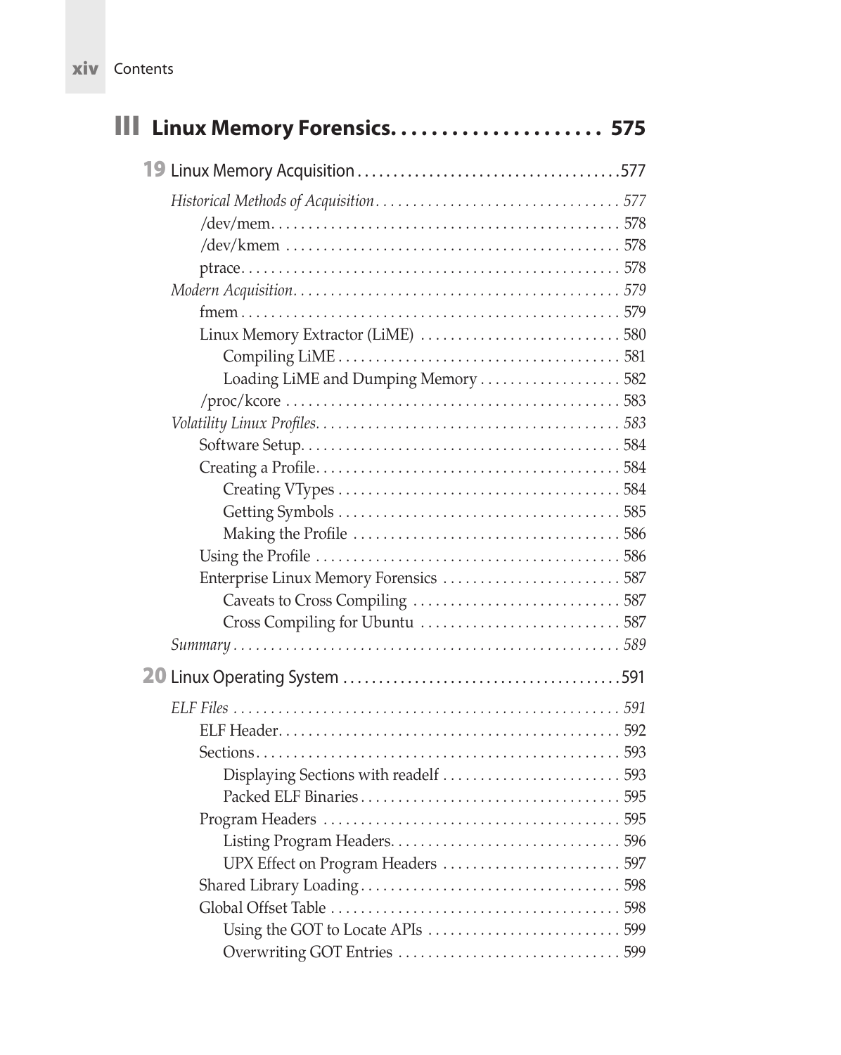# III Linux Memory Forensics. . . . . . . . . . . . . . . . . . . . 575

## 19 Linux Memory Acquisition . . . . . . . . . . . . . . . . . . . . 577

*Historical Methods of Acquisition* . . . . . . . . . . . . . . . . . . . . 577
- /dev/mem. . . . . . . . . . . . . . . . . . . . 578
- /dev/kmem . . . . . . . . . . . . . . . . . . . . 578
- ptrace. . . . . . . . . . . . . . . . . . . . 578

*Modern Acquisition*. . . . . . . . . . . . . . . . . . . . 579
- fmem . . . . . . . . . . . . . . . . . . . . 579
- Linux Memory Extractor (LiME) . . . . . . . . . . . . . . . . . . . . 580
  - Compiling LiME . . . . . . . . . . . . . . . . . . . . 581
  - Loading LiME and Dumping Memory . . . . . . . . . . . . . . . . . . . . 582
- /proc/kcore . . . . . . . . . . . . . . . . . . . . 583

*Volatility Linux Profiles*. . . . . . . . . . . . . . . . . . . . 583
- Software Setup. . . . . . . . . . . . . . . . . . . . 584
- Creating a Profile. . . . . . . . . . . . . . . . . . . . 584
  - Creating VTypes . . . . . . . . . . . . . . . . . . . . 584
  - Getting Symbols . . . . . . . . . . . . . . . . . . . . 585
  - Making the Profile . . . . . . . . . . . . . . . . . . . . 586
- Using the Profile . . . . . . . . . . . . . . . . . . . . 586
- Enterprise Linux Memory Forensics . . . . . . . . . . . . . . . . . . . . 587
  - Caveats to Cross Compiling . . . . . . . . . . . . . . . . . . . . 587
  - Cross Compiling for Ubuntu . . . . . . . . . . . . . . . . . . . . 587

*Summary* . . . . . . . . . . . . . . . . . . . . 589

## 20 Linux Operating System . . . . . . . . . . . . . . . . . . . . 591

*ELF Files* . . . . . . . . . . . . . . . . . . . . 591
- ELF Header. . . . . . . . . . . . . . . . . . . . 592
- Sections. . . . . . . . . . . . . . . . . . . . 593
  - Displaying Sections with readelf . . . . . . . . . . . . . . . . . . . . 593
  - Packed ELF Binaries . . . . . . . . . . . . . . . . . . . . 595
- Program Headers . . . . . . . . . . . . . . . . . . . . 595
  - Listing Program Headers. . . . . . . . . . . . . . . . . . . . 596
  - UPX Effect on Program Headers . . . . . . . . . . . . . . . . . . . . 597
- Shared Library Loading . . . . . . . . . . . . . . . . . . . . 598
- Global Offset Table . . . . . . . . . . . . . . . . . . . . 598
  - Using the GOT to Locate APIs . . . . . . . . . . . . . . . . . . . . 599
  - Overwriting GOT Entries . . . . . . . . . . . . . . . . . . . . 599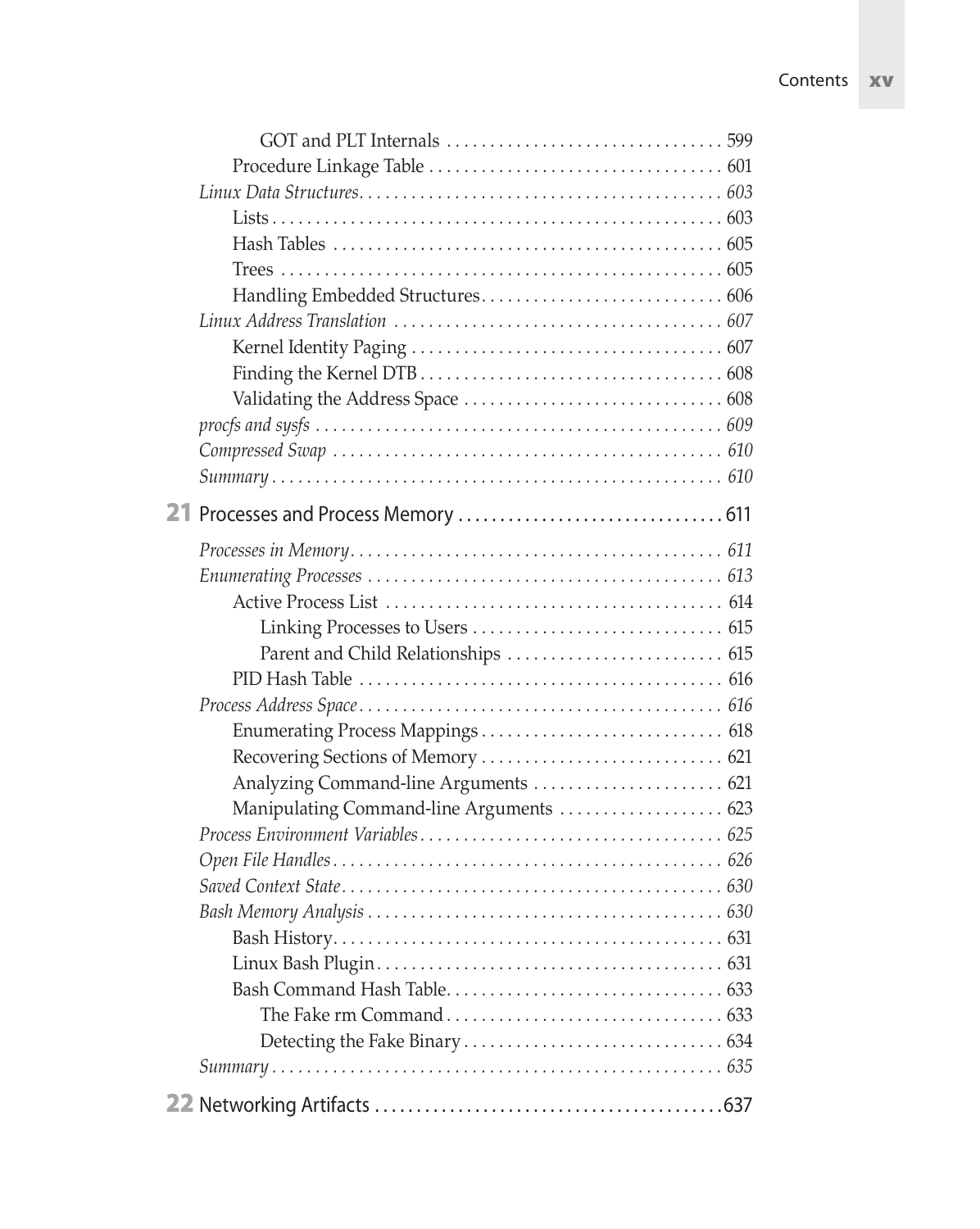GOT and PLT Internals ................................ 599
Procedure Linkage Table ................................ 601
*Linux Data Structures* ................................ *603*
Lists ................................ 603
Hash Tables ................................ 605
Trees ................................ 605
Handling Embedded Structures ................................ 606
*Linux Address Translation* ................................ *607*
Kernel Identity Paging ................................ 607
Finding the Kernel DTB ................................ 608
Validating the Address Space ................................ 608
*procfs and sysfs* ................................ *609*
*Compressed Swap* ................................ *610*
*Summary* ................................ *610*

## 21 Processes and Process Memory ................................ 611

*Processes in Memory* ................................ *611*
*Enumerating Processes* ................................ *613*
Active Process List ................................ 614
Linking Processes to Users ................................ 615
Parent and Child Relationships ................................ 615
PID Hash Table ................................ 616
*Process Address Space* ................................ *616*
Enumerating Process Mappings ................................ 618
Recovering Sections of Memory ................................ 621
Analyzing Command-line Arguments ................................ 621
Manipulating Command-line Arguments ................................ 623
*Process Environment Variables* ................................ *625*
*Open File Handles* ................................ *626*
*Saved Context State* ................................ *630*
*Bash Memory Analysis* ................................ *630*
Bash History ................................ 631
Linux Bash Plugin ................................ 631
Bash Command Hash Table ................................ 633
The Fake rm Command ................................ 633
Detecting the Fake Binary ................................ 634
*Summary* ................................ *635*

## 22 Networking Artifacts ................................ 637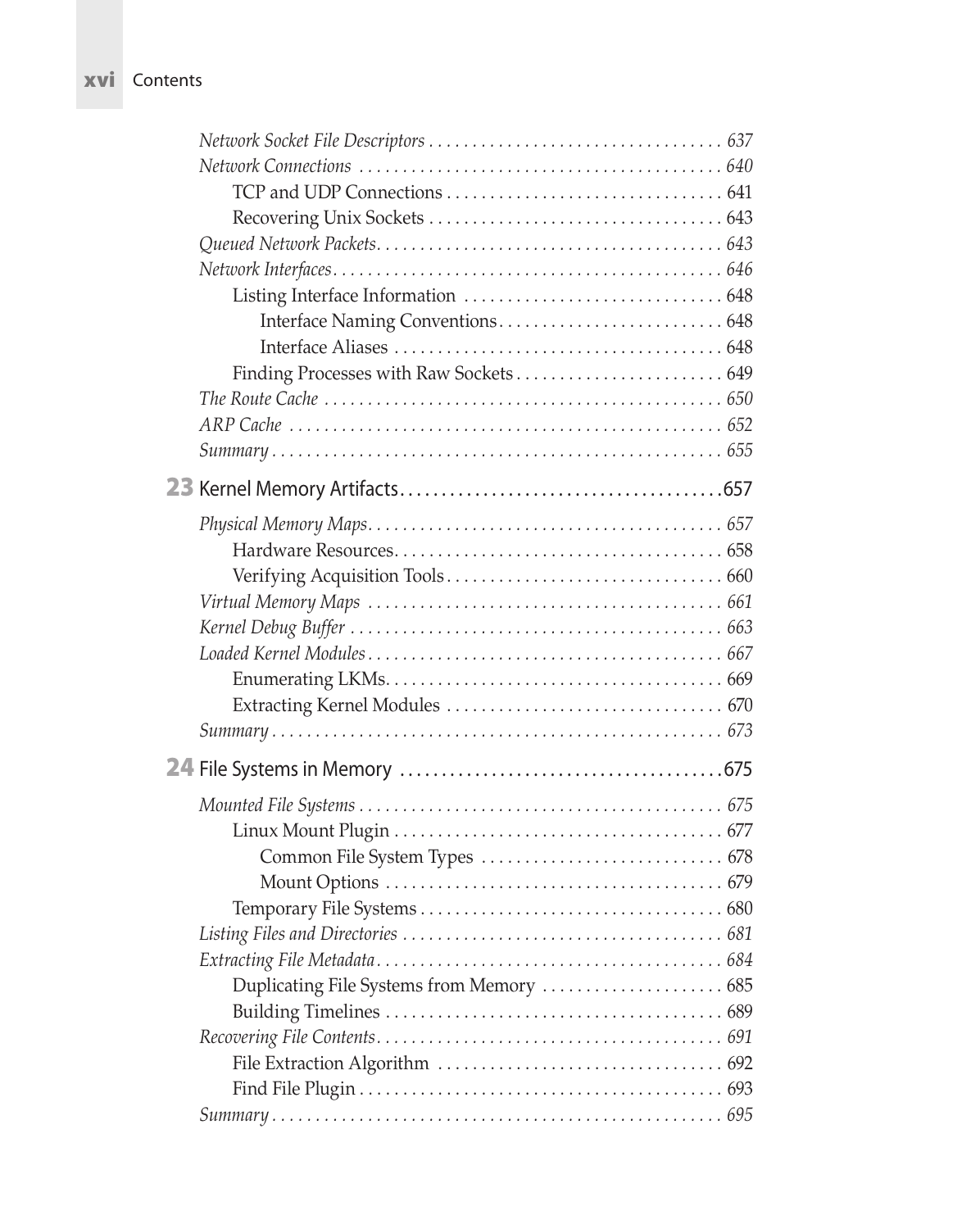*Network Socket File Descriptors* ... *637*
*Network Connections* ... *640*
  TCP and UDP Connections ... 641
  Recovering Unix Sockets ... 643
*Queued Network Packets* ... *643*
*Network Interfaces* ... *646*
  Listing Interface Information ... 648
    Interface Naming Conventions ... 648
    Interface Aliases ... 648
  Finding Processes with Raw Sockets ... 649
*The Route Cache* ... *650*
*ARP Cache* ... *652*
*Summary* ... *655*

## 23 Kernel Memory Artifacts ... 657

*Physical Memory Maps* ... *657*
  Hardware Resources ... 658
  Verifying Acquisition Tools ... 660
*Virtual Memory Maps* ... *661*
*Kernel Debug Buffer* ... *663*
*Loaded Kernel Modules* ... *667*
  Enumerating LKMs ... 669
  Extracting Kernel Modules ... 670
*Summary* ... *673*

## 24 File Systems in Memory ... 675

*Mounted File Systems* ... *675*
  Linux Mount Plugin ... 677
    Common File System Types ... 678
    Mount Options ... 679
  Temporary File Systems ... 680
*Listing Files and Directories* ... *681*
*Extracting File Metadata* ... *684*
  Duplicating File Systems from Memory ... 685
  Building Timelines ... 689
*Recovering File Contents* ... *691*
  File Extraction Algorithm ... 692
  Find File Plugin ... 693
*Summary* ... *695*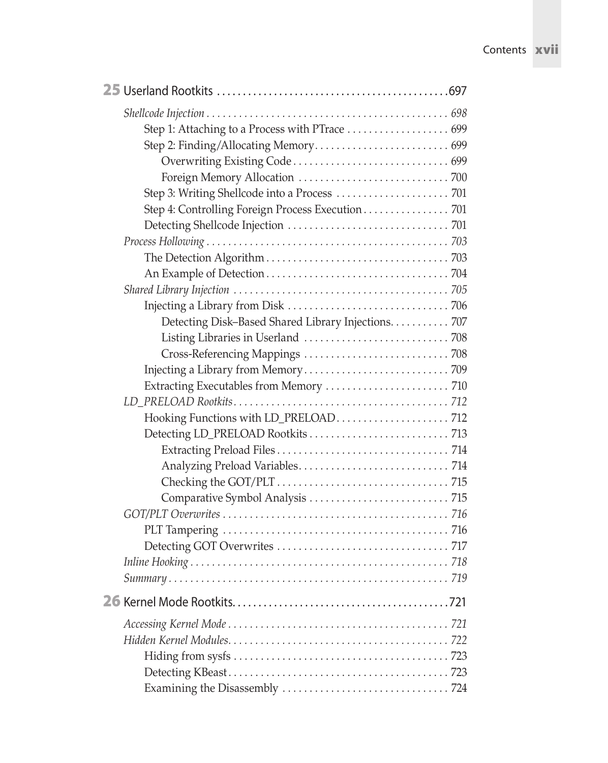## 25 Userland Rootkits . . . . . . . . . . . . . . . . . . . . . . . . . . . . . . . . . . . . . . . . . . . .697

*Shellcode Injection . . . . . . . . . . . . . . . . . . . . . . . . . . . . . . . . . . . . . . . . . . . . . 698*

Step 1: Attaching to a Process with PTrace . . . . . . . . . . . . . . . . . . 699

Step 2: Finding/Allocating Memory. . . . . . . . . . . . . . . . . . . . . . . . . 699

Overwriting Existing Code . . . . . . . . . . . . . . . . . . . . . . . . . . . . 699

Foreign Memory Allocation . . . . . . . . . . . . . . . . . . . . . . . . . . . 700

Step 3: Writing Shellcode into a Process . . . . . . . . . . . . . . . . . . . . 701

Step 4: Controlling Foreign Process Execution . . . . . . . . . . . . . . . . 701

Detecting Shellcode Injection . . . . . . . . . . . . . . . . . . . . . . . . . . . . . 701

*Process Hollowing . . . . . . . . . . . . . . . . . . . . . . . . . . . . . . . . . . . . . . . . . . . . . 703*

The Detection Algorithm . . . . . . . . . . . . . . . . . . . . . . . . . . . . . . . . . 703

An Example of Detection . . . . . . . . . . . . . . . . . . . . . . . . . . . . . . . . . 704

*Shared Library Injection . . . . . . . . . . . . . . . . . . . . . . . . . . . . . . . . . . . . . . . 705*

Injecting a Library from Disk . . . . . . . . . . . . . . . . . . . . . . . . . . . . . 706

Detecting Disk–Based Shared Library Injections. . . . . . . . . . . 707

Listing Libraries in Userland . . . . . . . . . . . . . . . . . . . . . . . . . . 708

Cross-Referencing Mappings . . . . . . . . . . . . . . . . . . . . . . . . . . 708

Injecting a Library from Memory . . . . . . . . . . . . . . . . . . . . . . . . . . 709

Extracting Executables from Memory . . . . . . . . . . . . . . . . . . . . . . 710

*LD_PRELOAD Rootkits . . . . . . . . . . . . . . . . . . . . . . . . . . . . . . . . . . . . . . . . 712*

Hooking Functions with LD_PRELOAD. . . . . . . . . . . . . . . . . . . . . 712

Detecting LD_PRELOAD Rootkits . . . . . . . . . . . . . . . . . . . . . . . . . . 713

Extracting Preload Files . . . . . . . . . . . . . . . . . . . . . . . . . . . . . . . 714

Analyzing Preload Variables. . . . . . . . . . . . . . . . . . . . . . . . . . . . 714

Checking the GOT/PLT . . . . . . . . . . . . . . . . . . . . . . . . . . . . . . . 715

Comparative Symbol Analysis . . . . . . . . . . . . . . . . . . . . . . . . . . 715

*GOT/PLT Overwrites . . . . . . . . . . . . . . . . . . . . . . . . . . . . . . . . . . . . . . . . . . 716*

PLT Tampering . . . . . . . . . . . . . . . . . . . . . . . . . . . . . . . . . . . . . . . . . 716

Detecting GOT Overwrites . . . . . . . . . . . . . . . . . . . . . . . . . . . . . . . 717

*Inline Hooking . . . . . . . . . . . . . . . . . . . . . . . . . . . . . . . . . . . . . . . . . . . . . . . . 718*

*Summary . . . . . . . . . . . . . . . . . . . . . . . . . . . . . . . . . . . . . . . . . . . . . . . . . . . . 719*

## 26 Kernel Mode Rootkits. . . . . . . . . . . . . . . . . . . . . . . . . . . . . . . . . . . . . . . . . .721

*Accessing Kernel Mode . . . . . . . . . . . . . . . . . . . . . . . . . . . . . . . . . . . . . . . . . 721*

*Hidden Kernel Modules. . . . . . . . . . . . . . . . . . . . . . . . . . . . . . . . . . . . . . . . . 722*

Hiding from sysfs . . . . . . . . . . . . . . . . . . . . . . . . . . . . . . . . . . . . . . . 723

Detecting KBeast . . . . . . . . . . . . . . . . . . . . . . . . . . . . . . . . . . . . . . . . 723

Examining the Disassembly . . . . . . . . . . . . . . . . . . . . . . . . . . . . . . 724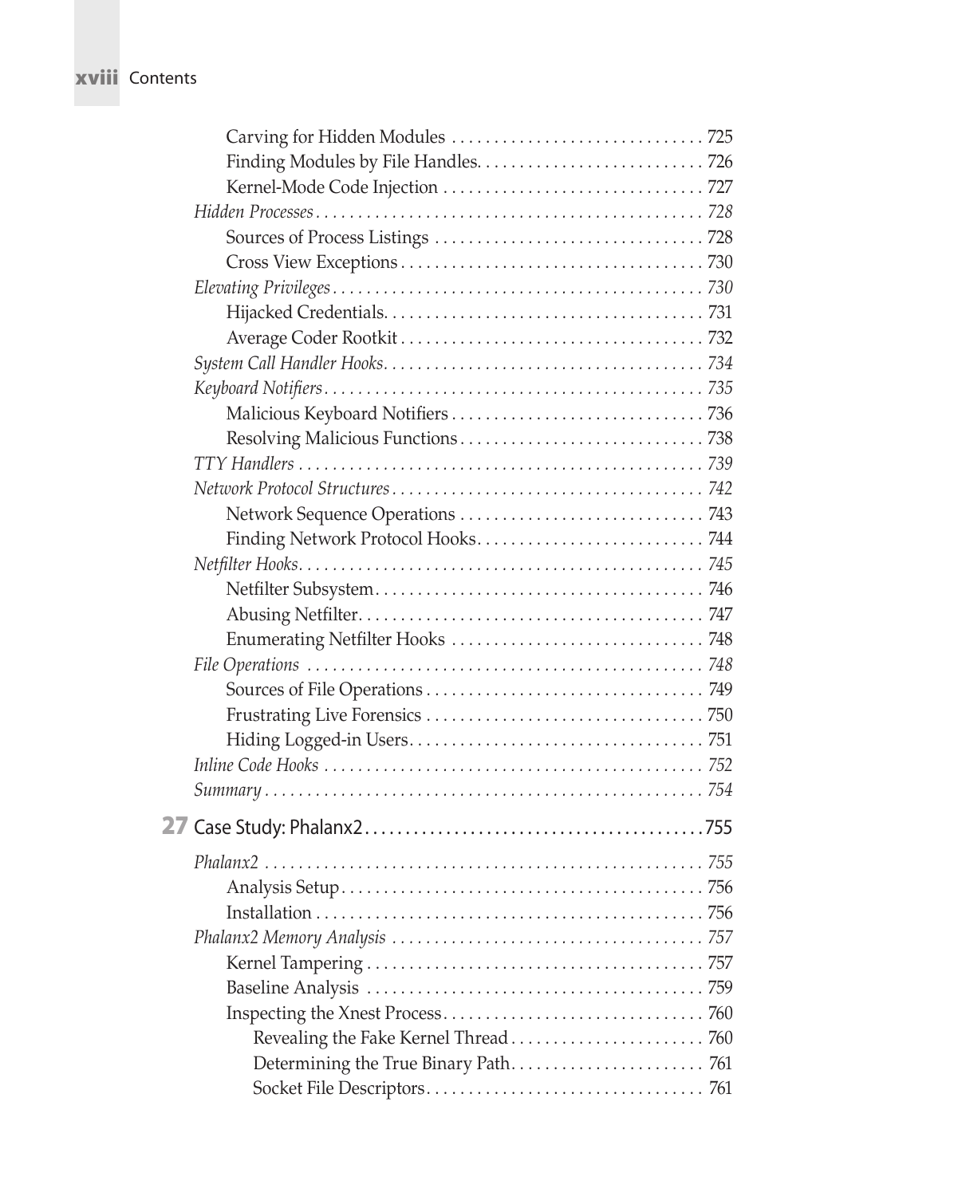Carving for Hidden Modules . . . . . . . . . . . . . . . . . . . . . . . . . . . . . . 725
Finding Modules by File Handles. . . . . . . . . . . . . . . . . . . . . . . . . . . 726
Kernel-Mode Code Injection . . . . . . . . . . . . . . . . . . . . . . . . . . . . . . 727
*Hidden Processes* . . . . . . . . . . . . . . . . . . . . . . . . . . . . . . . . . . . . . . . . . . . . . . . 728
Sources of Process Listings . . . . . . . . . . . . . . . . . . . . . . . . . . . . . . . 728
Cross View Exceptions . . . . . . . . . . . . . . . . . . . . . . . . . . . . . . . . . . . 730
*Elevating Privileges* . . . . . . . . . . . . . . . . . . . . . . . . . . . . . . . . . . . . . . . . . . . 730
Hijacked Credentials. . . . . . . . . . . . . . . . . . . . . . . . . . . . . . . . . . . . . 731
Average Coder Rootkit . . . . . . . . . . . . . . . . . . . . . . . . . . . . . . . . . . . 732
*System Call Handler Hooks*. . . . . . . . . . . . . . . . . . . . . . . . . . . . . . . . . . . . . . 734
*Keyboard Notifiers* . . . . . . . . . . . . . . . . . . . . . . . . . . . . . . . . . . . . . . . . . . . . 735
Malicious Keyboard Notifiers . . . . . . . . . . . . . . . . . . . . . . . . . . . . . . 736
Resolving Malicious Functions . . . . . . . . . . . . . . . . . . . . . . . . . . . . . 738
*TTY Handlers* . . . . . . . . . . . . . . . . . . . . . . . . . . . . . . . . . . . . . . . . . . . . . . . . 739
*Network Protocol Structures* . . . . . . . . . . . . . . . . . . . . . . . . . . . . . . . . . . . . . 742
Network Sequence Operations . . . . . . . . . . . . . . . . . . . . . . . . . . . . . 743
Finding Network Protocol Hooks. . . . . . . . . . . . . . . . . . . . . . . . . . . 744
*Netfilter Hooks*. . . . . . . . . . . . . . . . . . . . . . . . . . . . . . . . . . . . . . . . . . . . . . . . 745
Netfilter Subsystem. . . . . . . . . . . . . . . . . . . . . . . . . . . . . . . . . . . . . . . 746
Abusing Netfilter. . . . . . . . . . . . . . . . . . . . . . . . . . . . . . . . . . . . . . . . . 747
Enumerating Netfilter Hooks . . . . . . . . . . . . . . . . . . . . . . . . . . . . . . 748
*File Operations* . . . . . . . . . . . . . . . . . . . . . . . . . . . . . . . . . . . . . . . . . . . . . . . 748
Sources of File Operations . . . . . . . . . . . . . . . . . . . . . . . . . . . . . . . . . 749
Frustrating Live Forensics . . . . . . . . . . . . . . . . . . . . . . . . . . . . . . . . . 750
Hiding Logged-in Users. . . . . . . . . . . . . . . . . . . . . . . . . . . . . . . . . . . 751
*Inline Code Hooks* . . . . . . . . . . . . . . . . . . . . . . . . . . . . . . . . . . . . . . . . . . . . . 752
*Summary* . . . . . . . . . . . . . . . . . . . . . . . . . . . . . . . . . . . . . . . . . . . . . . . . . . . . 754

## 27 Case Study: Phalanx2 . . . . . . . . . . . . . . . . . . . . . . . . . . . . . . . . . . . . . . . . .755

*Phalanx2* . . . . . . . . . . . . . . . . . . . . . . . . . . . . . . . . . . . . . . . . . . . . . . . . . . . . 755
Analysis Setup. . . . . . . . . . . . . . . . . . . . . . . . . . . . . . . . . . . . . . . . . . 756
Installation . . . . . . . . . . . . . . . . . . . . . . . . . . . . . . . . . . . . . . . . . . . . . 756
*Phalanx2 Memory Analysis* . . . . . . . . . . . . . . . . . . . . . . . . . . . . . . . . . . . . . 757
Kernel Tampering . . . . . . . . . . . . . . . . . . . . . . . . . . . . . . . . . . . . . . . . 757
Baseline Analysis . . . . . . . . . . . . . . . . . . . . . . . . . . . . . . . . . . . . . . . 759
Inspecting the Xnest Process. . . . . . . . . . . . . . . . . . . . . . . . . . . . . . . 760
Revealing the Fake Kernel Thread . . . . . . . . . . . . . . . . . . . . . . . 760
Determining the True Binary Path. . . . . . . . . . . . . . . . . . . . . . . 761
Socket File Descriptors. . . . . . . . . . . . . . . . . . . . . . . . . . . . . . . . 761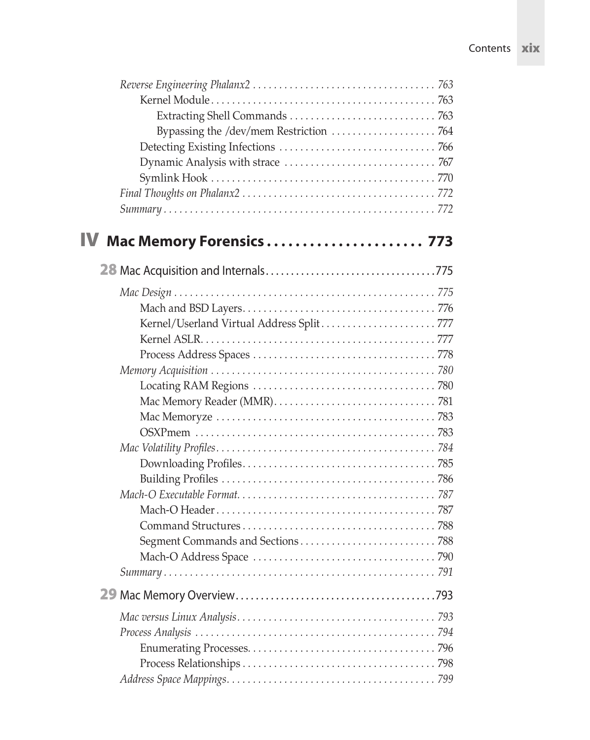*Reverse Engineering Phalanx2* . . . . . . . . . . . . . . . . . . . . . . . . . . . . . . . . . . 763

Kernel Module . . . . . . . . . . . . . . . . . . . . . . . . . . . . . . . . . . . . . . . . . . 763

Extracting Shell Commands . . . . . . . . . . . . . . . . . . . . . . . . . . . 763

Bypassing the /dev/mem Restriction . . . . . . . . . . . . . . . . . . . 764

Detecting Existing Infections . . . . . . . . . . . . . . . . . . . . . . . . . . . . . 766

Dynamic Analysis with strace . . . . . . . . . . . . . . . . . . . . . . . . . . . . 767

Symlink Hook . . . . . . . . . . . . . . . . . . . . . . . . . . . . . . . . . . . . . . . . . . 770

*Final Thoughts on Phalanx2* . . . . . . . . . . . . . . . . . . . . . . . . . . . . . . . . . . . . 772

*Summary* . . . . . . . . . . . . . . . . . . . . . . . . . . . . . . . . . . . . . . . . . . . . . . . . . . . 772

# IV Mac Memory Forensics . . . . . . . . . . . . . . . . . . . . . 773

## 28 Mac Acquisition and Internals . . . . . . . . . . . . . . . . . . . . . . . . . . . . . . . . 775

*Mac Design* . . . . . . . . . . . . . . . . . . . . . . . . . . . . . . . . . . . . . . . . . . . . . . . . . 775

Mach and BSD Layers . . . . . . . . . . . . . . . . . . . . . . . . . . . . . . . . . . . . 776

Kernel/Userland Virtual Address Split . . . . . . . . . . . . . . . . . . . . . 777

Kernel ASLR . . . . . . . . . . . . . . . . . . . . . . . . . . . . . . . . . . . . . . . . . . . 777

Process Address Spaces . . . . . . . . . . . . . . . . . . . . . . . . . . . . . . . . . . 778

*Memory Acquisition* . . . . . . . . . . . . . . . . . . . . . . . . . . . . . . . . . . . . . . . . . . 780

Locating RAM Regions . . . . . . . . . . . . . . . . . . . . . . . . . . . . . . . . . . 780

Mac Memory Reader (MMR) . . . . . . . . . . . . . . . . . . . . . . . . . . . . . . 781

Mac Memoryze . . . . . . . . . . . . . . . . . . . . . . . . . . . . . . . . . . . . . . . . . 783

OSXPmem . . . . . . . . . . . . . . . . . . . . . . . . . . . . . . . . . . . . . . . . . . . . . 783

*Mac Volatility Profiles* . . . . . . . . . . . . . . . . . . . . . . . . . . . . . . . . . . . . . . . . . 784

Downloading Profiles . . . . . . . . . . . . . . . . . . . . . . . . . . . . . . . . . . . . 785

Building Profiles . . . . . . . . . . . . . . . . . . . . . . . . . . . . . . . . . . . . . . . . 786

*Mach-O Executable Format* . . . . . . . . . . . . . . . . . . . . . . . . . . . . . . . . . . . . . 787

Mach-O Header . . . . . . . . . . . . . . . . . . . . . . . . . . . . . . . . . . . . . . . . . 787

Command Structures . . . . . . . . . . . . . . . . . . . . . . . . . . . . . . . . . . . . 788

Segment Commands and Sections . . . . . . . . . . . . . . . . . . . . . . . . . 788

Mach-O Address Space . . . . . . . . . . . . . . . . . . . . . . . . . . . . . . . . . . 790

*Summary* . . . . . . . . . . . . . . . . . . . . . . . . . . . . . . . . . . . . . . . . . . . . . . . . . . . 791

## 29 Mac Memory Overview . . . . . . . . . . . . . . . . . . . . . . . . . . . . . . . . . . . . . . 793

*Mac versus Linux Analysis* . . . . . . . . . . . . . . . . . . . . . . . . . . . . . . . . . . . . . 793

*Process Analysis* . . . . . . . . . . . . . . . . . . . . . . . . . . . . . . . . . . . . . . . . . . . . . 794

Enumerating Processes . . . . . . . . . . . . . . . . . . . . . . . . . . . . . . . . . . . 796

Process Relationships . . . . . . . . . . . . . . . . . . . . . . . . . . . . . . . . . . . . 798

*Address Space Mappings* . . . . . . . . . . . . . . . . . . . . . . . . . . . . . . . . . . . . . . . 799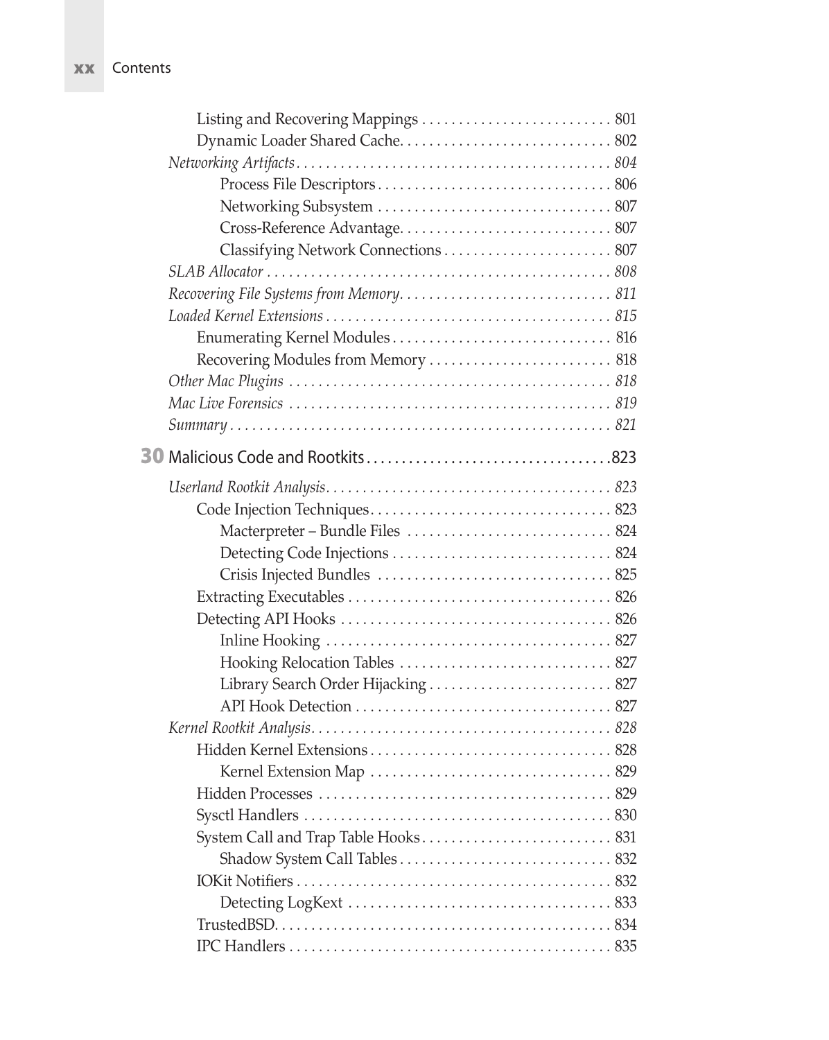Listing and Recovering Mappings .......................... 801
Dynamic Loader Shared Cache............................ 802

*Networking Artifacts* ........................................ *804*

Process File Descriptors ................................ 806
Networking Subsystem ................................ 807
Cross-Reference Advantage............................ 807
Classifying Network Connections ....................... 807

*SLAB Allocator* ............................................... *808*

*Recovering File Systems from Memory*............................ *811*

*Loaded Kernel Extensions* ...................................... *815*

Enumerating Kernel Modules .............................. 816
Recovering Modules from Memory ......................... 818

*Other Mac Plugins* ........................................... *818*

*Mac Live Forensics* ........................................... *819*

*Summary* ................................................... *821*

## 30 Malicious Code and Rootkits .................................823

*Userland Rootkit Analysis*...................................... *823*

Code Injection Techniques................................ 823
Macterpreter – Bundle Files ............................ 824
Detecting Code Injections .............................. 824
Crisis Injected Bundles ................................ 825
Extracting Executables .................................. 826
Detecting API Hooks .................................... 826
Inline Hooking ...................................... 827
Hooking Relocation Tables ............................ 827
Library Search Order Hijacking ......................... 827
API Hook Detection .................................. 827

*Kernel Rootkit Analysis*........................................ *828*

Hidden Kernel Extensions ................................ 828
Kernel Extension Map ................................ 829
Hidden Processes ....................................... 829
Sysctl Handlers ......................................... 830
System Call and Trap Table Hooks.......................... 831
Shadow System Call Tables ............................. 832
IOKit Notifiers .......................................... 832
Detecting LogKext .................................... 833
TrustedBSD............................................. 834
IPC Handlers ........................................... 835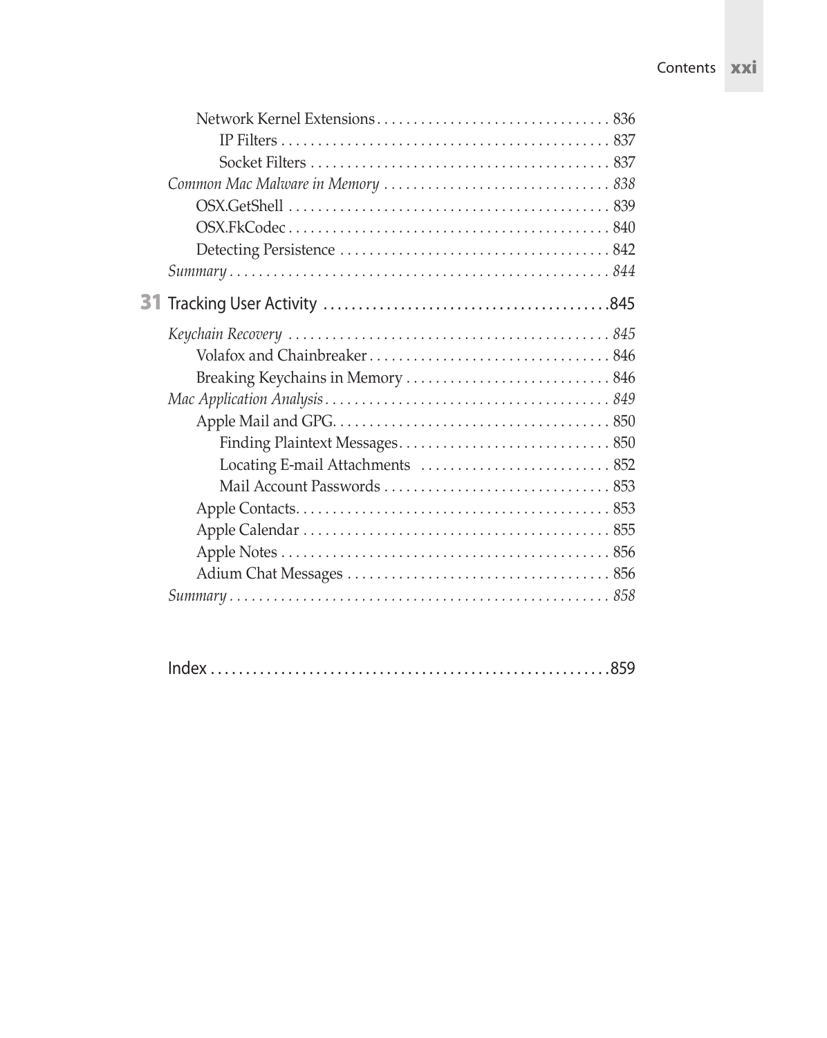Network Kernel Extensions . . . . . . . . . . . . . . . . . . . . . . . . . . . . . . . 836
IP Filters . . . . . . . . . . . . . . . . . . . . . . . . . . . . . . . . . . . . . . . . . . . 837
Socket Filters . . . . . . . . . . . . . . . . . . . . . . . . . . . . . . . . . . . . . . . 837
*Common Mac Malware in Memory . . . . . . . . . . . . . . . . . . . . . . . . . . . . . . 838*
OSX.GetShell . . . . . . . . . . . . . . . . . . . . . . . . . . . . . . . . . . . . . . . . . . 839
OSX.FkCodec . . . . . . . . . . . . . . . . . . . . . . . . . . . . . . . . . . . . . . . . . . 840
Detecting Persistence . . . . . . . . . . . . . . . . . . . . . . . . . . . . . . . . . . . . 842
*Summary . . . . . . . . . . . . . . . . . . . . . . . . . . . . . . . . . . . . . . . . . . . . . . . . . . 844*

## 31 Tracking User Activity . . . . . . . . . . . . . . . . . . . . . . . . . . . . . . . . . . . . . . . 845

*Keychain Recovery . . . . . . . . . . . . . . . . . . . . . . . . . . . . . . . . . . . . . . . . . . . 845*
Volafox and Chainbreaker . . . . . . . . . . . . . . . . . . . . . . . . . . . . . . . . . 846
Breaking Keychains in Memory . . . . . . . . . . . . . . . . . . . . . . . . . . . . . 846
*Mac Application Analysis . . . . . . . . . . . . . . . . . . . . . . . . . . . . . . . . . . . . . . 849*
Apple Mail and GPG. . . . . . . . . . . . . . . . . . . . . . . . . . . . . . . . . . . . . . 850
Finding Plaintext Messages. . . . . . . . . . . . . . . . . . . . . . . . . . . . . 850
Locating E-mail Attachments . . . . . . . . . . . . . . . . . . . . . . . . . . 852
Mail Account Passwords . . . . . . . . . . . . . . . . . . . . . . . . . . . . . . . 853
Apple Contacts. . . . . . . . . . . . . . . . . . . . . . . . . . . . . . . . . . . . . . . . . . . 853
Apple Calendar . . . . . . . . . . . . . . . . . . . . . . . . . . . . . . . . . . . . . . . . . . 855
Apple Notes . . . . . . . . . . . . . . . . . . . . . . . . . . . . . . . . . . . . . . . . . . . . 856
Adium Chat Messages . . . . . . . . . . . . . . . . . . . . . . . . . . . . . . . . . . . . 856
*Summary . . . . . . . . . . . . . . . . . . . . . . . . . . . . . . . . . . . . . . . . . . . . . . . . . . . 858*

## Index . . . . . . . . . . . . . . . . . . . . . . . . . . . . . . . . . . . . . . . . . . . . . . . . . . . . . 859